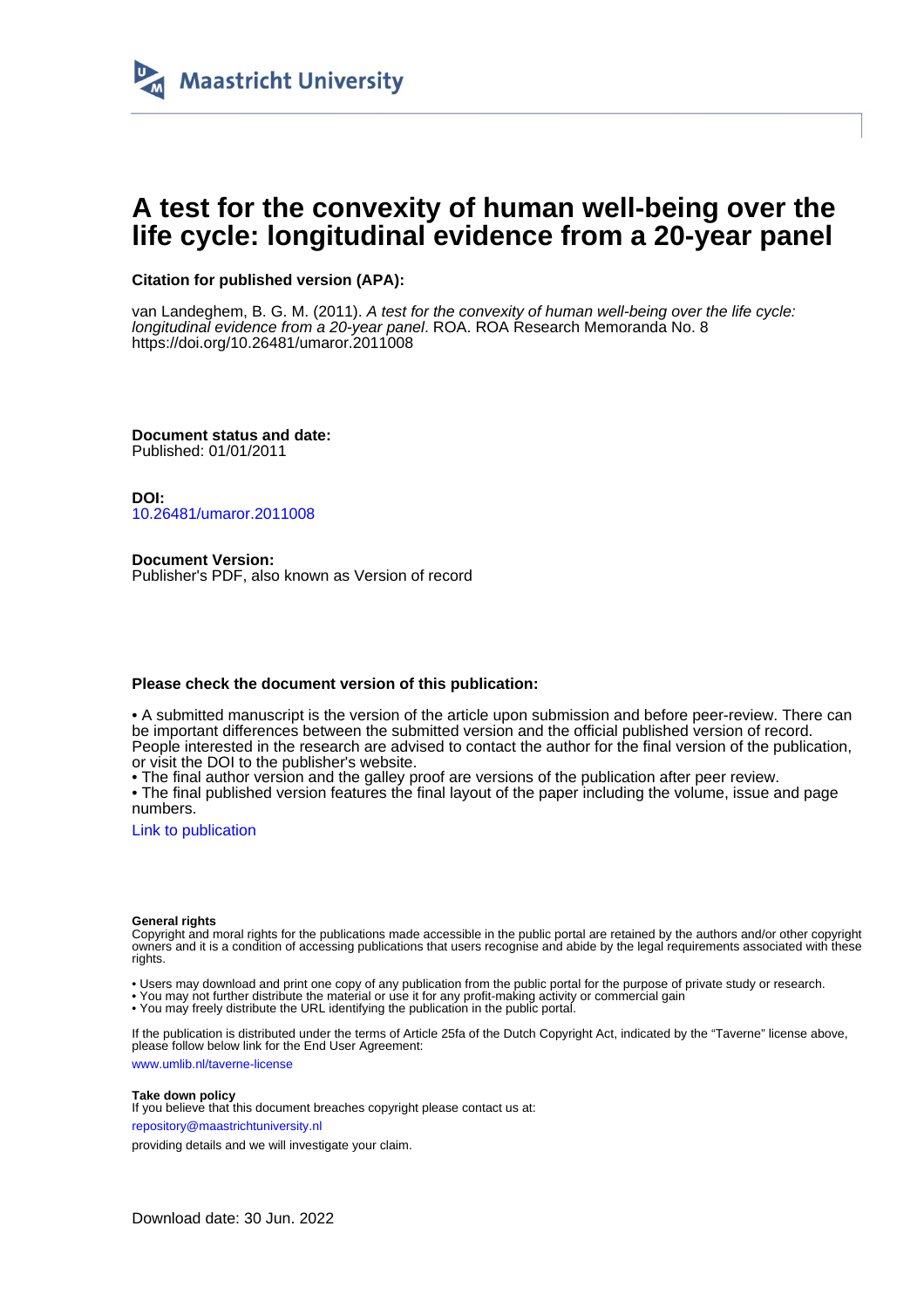Maastricht University

# A test for the convexity of human well-being over the life cycle: longitudinal evidence from a 20-year panel

**Citation for published version (APA):**

van Landeghem, B. G. M. (2011). *A test for the convexity of human well-being over the life cycle: longitudinal evidence from a 20-year panel*. ROA. ROA Research Memoranda No. 8
https://doi.org/10.26481/umaror.2011008

**Document status and date:**
Published: 01/01/2011

**DOI:**
10.26481/umaror.2011008

**Document Version:**
Publisher's PDF, also known as Version of record

**Please check the document version of this publication:**

• A submitted manuscript is the version of the article upon submission and before peer-review. There can be important differences between the submitted version and the official published version of record. People interested in the research are advised to contact the author for the final version of the publication, or visit the DOI to the publisher's website.
• The final author version and the galley proof are versions of the publication after peer review.
• The final published version features the final layout of the paper including the volume, issue and page numbers.

Link to publication

**General rights**
Copyright and moral rights for the publications made accessible in the public portal are retained by the authors and/or other copyright owners and it is a condition of accessing publications that users recognise and abide by the legal requirements associated with these rights.

• Users may download and print one copy of any publication from the public portal for the purpose of private study or research.
• You may not further distribute the material or use it for any profit-making activity or commercial gain
• You may freely distribute the URL identifying the publication in the public portal.

If the publication is distributed under the terms of Article 25fa of the Dutch Copyright Act, indicated by the "Taverne" license above, please follow below link for the End User Agreement:

www.umlib.nl/taverne-license

**Take down policy**
If you believe that this document breaches copyright please contact us at:

repository@maastrichtuniversity.nl

providing details and we will investigate your claim.

Download date: 30 Jun. 2022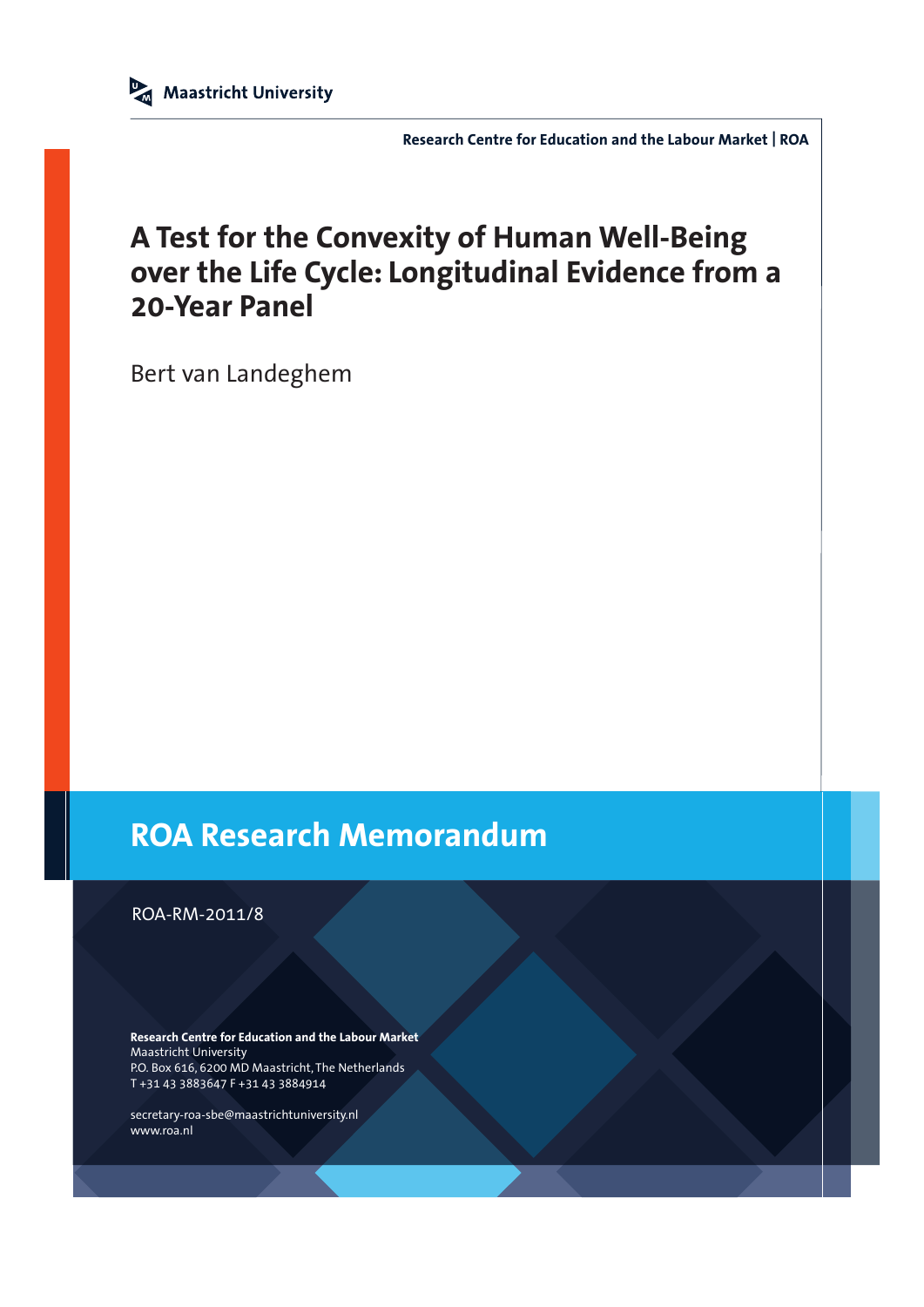Maastricht University

Research Centre for Education and the Labour Market | ROA

# A Test for the Convexity of Human Well-Being over the Life Cycle: Longitudinal Evidence from a 20-Year Panel

Bert van Landeghem

## ROA Research Memorandum

ROA-RM-2011/8

**Research Centre for Education and the Labour Market**
Maastricht University
P.O. Box 616, 6200 MD Maastricht, The Netherlands
T +31 43 3883647 F +31 43 3884914

secretary-roa-sbe@maastrichtuniversity.nl
www.roa.nl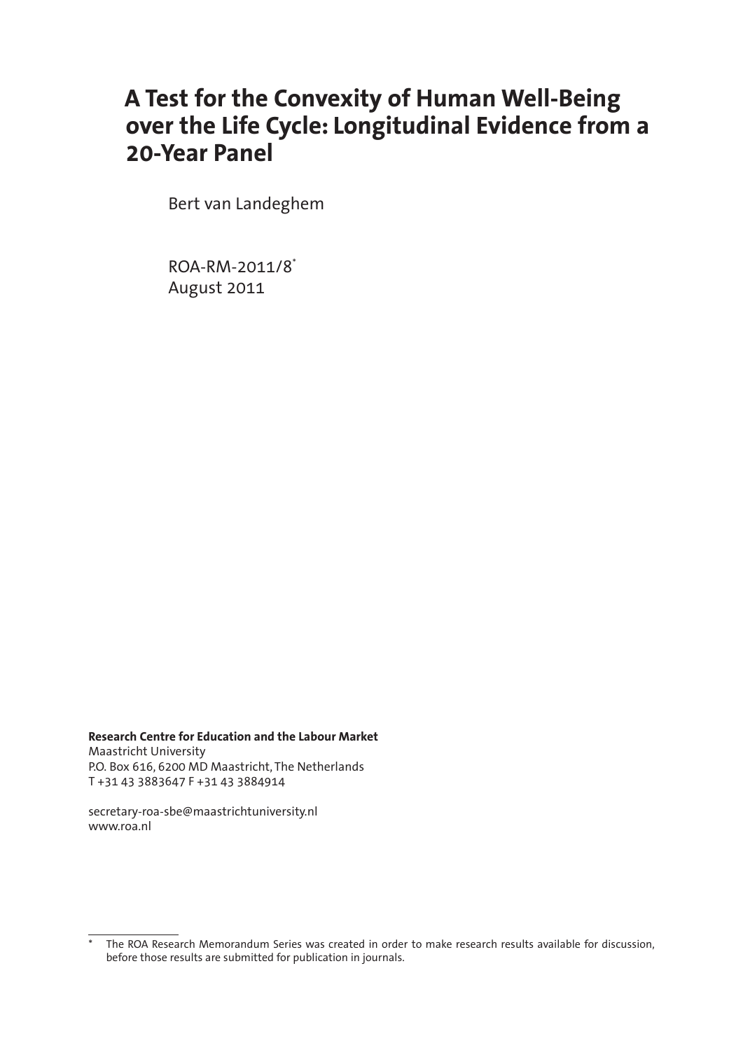# A Test for the Convexity of Human Well-Being over the Life Cycle: Longitudinal Evidence from a 20-Year Panel

Bert van Landeghem

ROA-RM-2011/8*

August 2011

**Research Centre for Education and the Labour Market**
Maastricht University
P.O. Box 616, 6200 MD Maastricht, The Netherlands
T +31 43 3883647 F +31 43 3884914

secretary-roa-sbe@maastrichtuniversity.nl
www.roa.nl

* The ROA Research Memorandum Series was created in order to make research results available for discussion, before those results are submitted for publication in journals.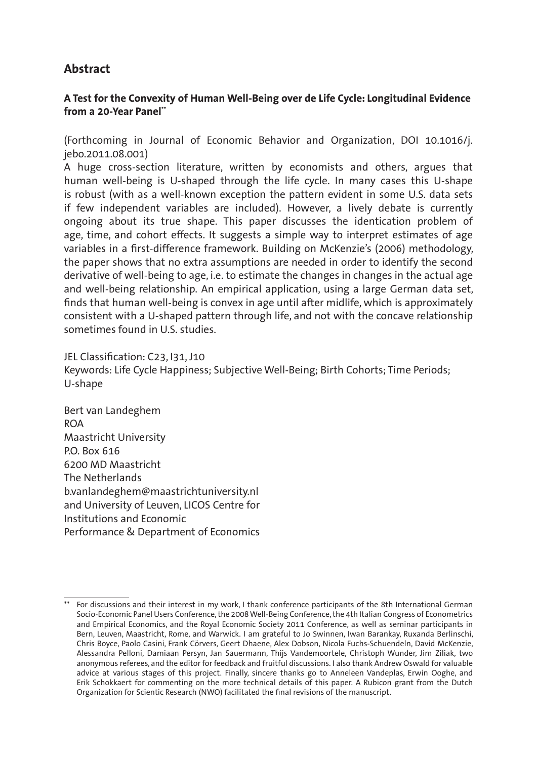## Abstract

**A Test for the Convexity of Human Well-Being over de Life Cycle: Longitudinal Evidence from a 20-Year Panel****

(Forthcoming in Journal of Economic Behavior and Organization, DOI 10.1016/j.jebo.2011.08.001)

A huge cross-section literature, written by economists and others, argues that human well-being is U-shaped through the life cycle. In many cases this U-shape is robust (with as a well-known exception the pattern evident in some U.S. data sets if few independent variables are included). However, a lively debate is currently ongoing about its true shape. This paper discusses the identication problem of age, time, and cohort effects. It suggests a simple way to interpret estimates of age variables in a first-difference framework. Building on McKenzie's (2006) methodology, the paper shows that no extra assumptions are needed in order to identify the second derivative of well-being to age, i.e. to estimate the changes in changes in the actual age and well-being relationship. An empirical application, using a large German data set, finds that human well-being is convex in age until after midlife, which is approximately consistent with a U-shaped pattern through life, and not with the concave relationship sometimes found in U.S. studies.

JEL Classification: C23, I31, J10

Keywords: Life Cycle Happiness; Subjective Well-Being; Birth Cohorts; Time Periods; U-shape

Bert van Landeghem
ROA
Maastricht University
P.O. Box 616
6200 MD Maastricht
The Netherlands
b.vanlandeghem@maastrichtuniversity.nl
and University of Leuven, LICOS Centre for Institutions and Economic Performance & Department of Economics

---

** For discussions and their interest in my work, I thank conference participants of the 8th International German Socio-Economic Panel Users Conference, the 2008 Well-Being Conference, the 4th Italian Congress of Econometrics and Empirical Economics, and the Royal Economic Society 2011 Conference, as well as seminar participants in Bern, Leuven, Maastricht, Rome, and Warwick. I am grateful to Jo Swinnen, Iwan Barankay, Ruxanda Berlinschi, Chris Boyce, Paolo Casini, Frank Cörvers, Geert Dhaene, Alex Dobson, Nicola Fuchs-Schuendeln, David McKenzie, Alessandra Pelloni, Damiaan Persyn, Jan Sauermann, Thijs Vandemoortele, Christoph Wunder, Jim Ziliak, two anonymous referees, and the editor for feedback and fruitful discussions. I also thank Andrew Oswald for valuable advice at various stages of this project. Finally, sincere thanks go to Anneleen Vandeplas, Erwin Ooghe, and Erik Schokkaert for commenting on the more technical details of this paper. A Rubicon grant from the Dutch Organization for Scientic Research (NWO) facilitated the final revisions of the manuscript.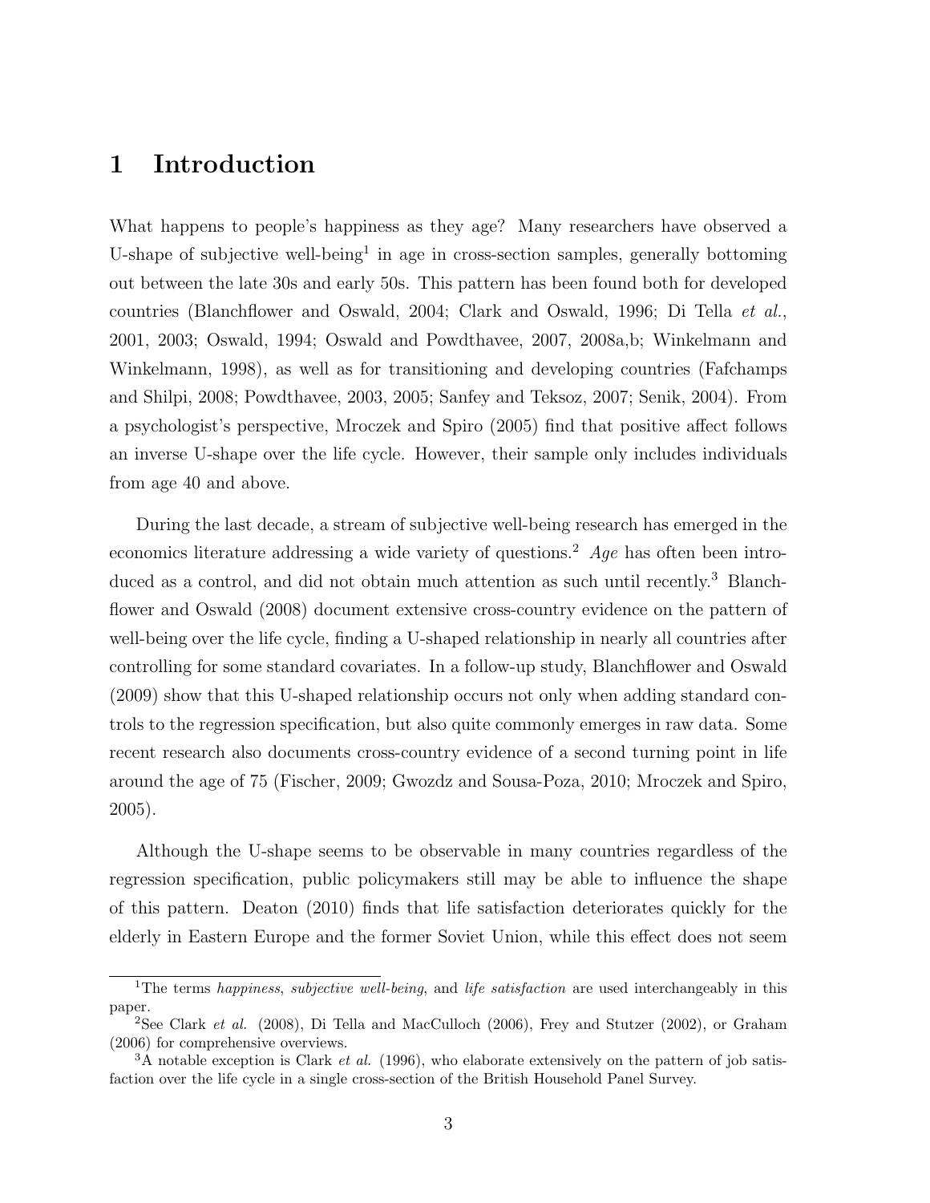# 1 Introduction

What happens to people's happiness as they age? Many researchers have observed a U-shape of subjective well-being[1] in age in cross-section samples, generally bottoming out between the late 30s and early 50s. This pattern has been found both for developed countries (Blanchflower and Oswald, 2004; Clark and Oswald, 1996; Di Tella *et al.*, 2001, 2003; Oswald, 1994; Oswald and Powdthavee, 2007, 2008a,b; Winkelmann and Winkelmann, 1998), as well as for transitioning and developing countries (Fafchamps and Shilpi, 2008; Powdthavee, 2003, 2005; Sanfey and Teksoz, 2007; Senik, 2004). From a psychologist's perspective, Mroczek and Spiro (2005) find that positive affect follows an inverse U-shape over the life cycle. However, their sample only includes individuals from age 40 and above.

During the last decade, a stream of subjective well-being research has emerged in the economics literature addressing a wide variety of questions.[2] *Age* has often been introduced as a control, and did not obtain much attention as such until recently.[3] Blanchflower and Oswald (2008) document extensive cross-country evidence on the pattern of well-being over the life cycle, finding a U-shaped relationship in nearly all countries after controlling for some standard covariates. In a follow-up study, Blanchflower and Oswald (2009) show that this U-shaped relationship occurs not only when adding standard controls to the regression specification, but also quite commonly emerges in raw data. Some recent research also documents cross-country evidence of a second turning point in life around the age of 75 (Fischer, 2009; Gwozdz and Sousa-Poza, 2010; Mroczek and Spiro, 2005).

Although the U-shape seems to be observable in many countries regardless of the regression specification, public policymakers still may be able to influence the shape of this pattern. Deaton (2010) finds that life satisfaction deteriorates quickly for the elderly in Eastern Europe and the former Soviet Union, while this effect does not seem

[1] The terms *happiness*, *subjective well-being*, and *life satisfaction* are used interchangeably in this paper.

[2] See Clark *et al.* (2008), Di Tella and MacCulloch (2006), Frey and Stutzer (2002), or Graham (2006) for comprehensive overviews.

[3] A notable exception is Clark *et al.* (1996), who elaborate extensively on the pattern of job satisfaction over the life cycle in a single cross-section of the British Household Panel Survey.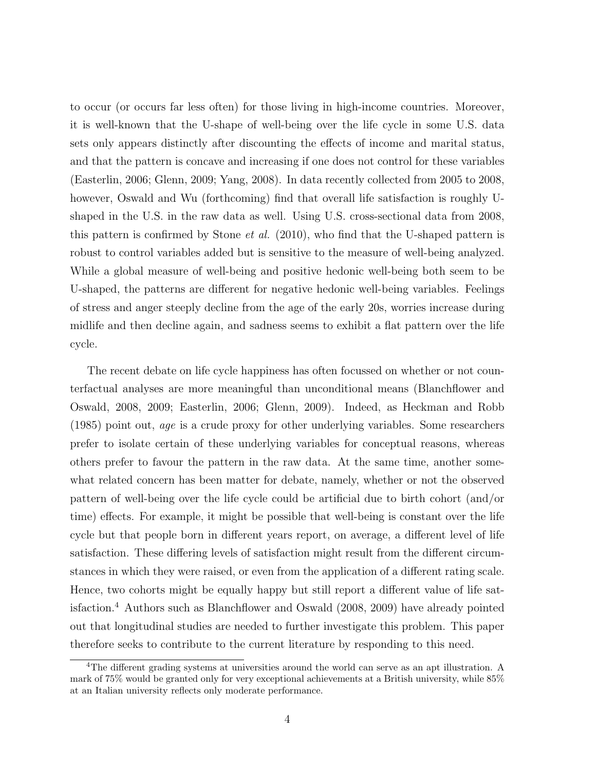to occur (or occurs far less often) for those living in high-income countries. Moreover, it is well-known that the U-shape of well-being over the life cycle in some U.S. data sets only appears distinctly after discounting the effects of income and marital status, and that the pattern is concave and increasing if one does not control for these variables (Easterlin, 2006; Glenn, 2009; Yang, 2008). In data recently collected from 2005 to 2008, however, Oswald and Wu (forthcoming) find that overall life satisfaction is roughly U-shaped in the U.S. in the raw data as well. Using U.S. cross-sectional data from 2008, this pattern is confirmed by Stone *et al.* (2010), who find that the U-shaped pattern is robust to control variables added but is sensitive to the measure of well-being analyzed. While a global measure of well-being and positive hedonic well-being both seem to be U-shaped, the patterns are different for negative hedonic well-being variables. Feelings of stress and anger steeply decline from the age of the early 20s, worries increase during midlife and then decline again, and sadness seems to exhibit a flat pattern over the life cycle.

The recent debate on life cycle happiness has often focussed on whether or not counterfactual analyses are more meaningful than unconditional means (Blanchflower and Oswald, 2008, 2009; Easterlin, 2006; Glenn, 2009). Indeed, as Heckman and Robb (1985) point out, *age* is a crude proxy for other underlying variables. Some researchers prefer to isolate certain of these underlying variables for conceptual reasons, whereas others prefer to favour the pattern in the raw data. At the same time, another somewhat related concern has been matter for debate, namely, whether or not the observed pattern of well-being over the life cycle could be artificial due to birth cohort (and/or time) effects. For example, it might be possible that well-being is constant over the life cycle but that people born in different years report, on average, a different level of life satisfaction. These differing levels of satisfaction might result from the different circumstances in which they were raised, or even from the application of a different rating scale. Hence, two cohorts might be equally happy but still report a different value of life satisfaction.[4] Authors such as Blanchflower and Oswald (2008, 2009) have already pointed out that longitudinal studies are needed to further investigate this problem. This paper therefore seeks to contribute to the current literature by responding to this need.

[4]The different grading systems at universities around the world can serve as an apt illustration. A mark of 75% would be granted only for very exceptional achievements at a British university, while 85% at an Italian university reflects only moderate performance.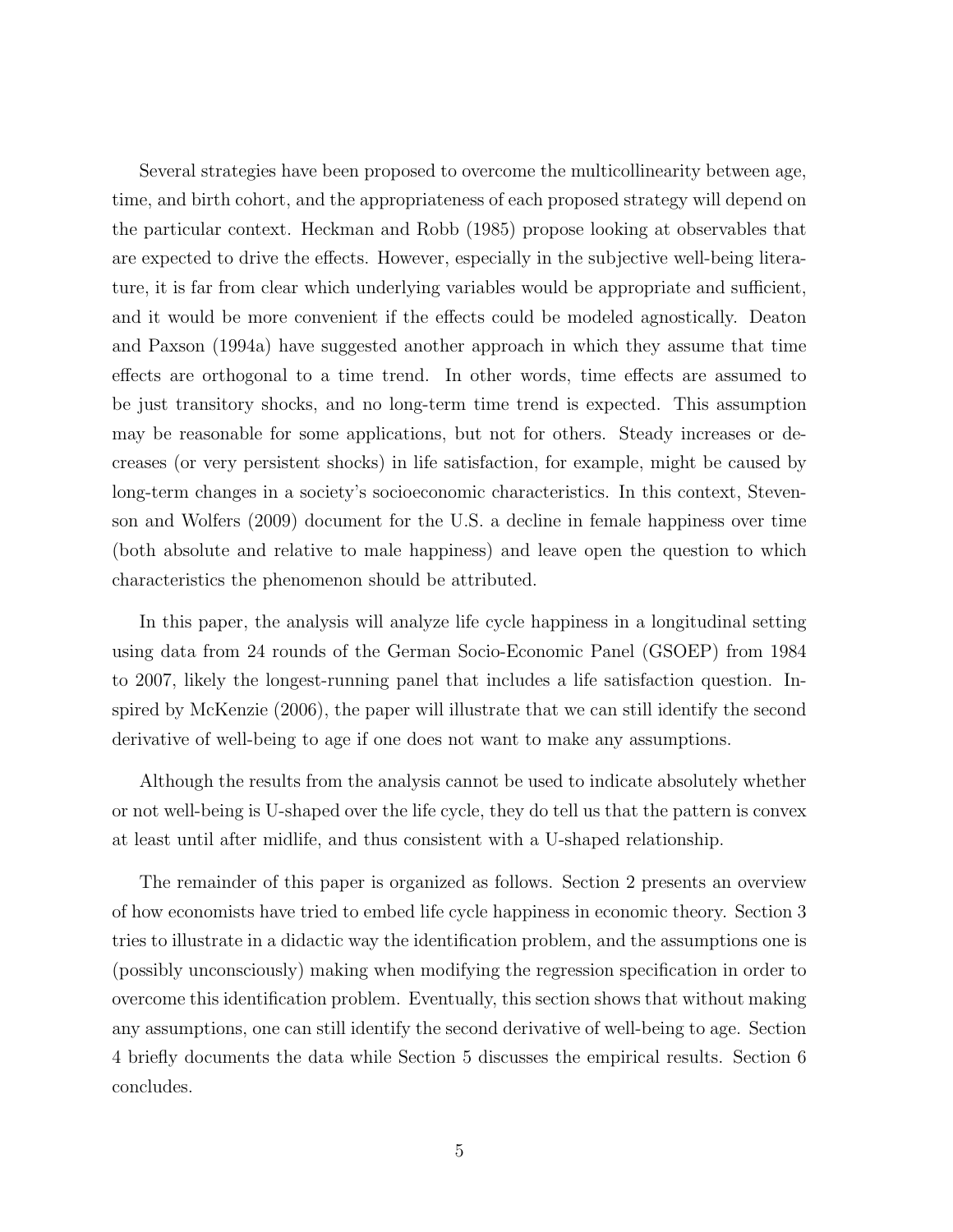Several strategies have been proposed to overcome the multicollinearity between age, time, and birth cohort, and the appropriateness of each proposed strategy will depend on the particular context. Heckman and Robb (1985) propose looking at observables that are expected to drive the effects. However, especially in the subjective well-being literature, it is far from clear which underlying variables would be appropriate and sufficient, and it would be more convenient if the effects could be modeled agnostically. Deaton and Paxson (1994a) have suggested another approach in which they assume that time effects are orthogonal to a time trend. In other words, time effects are assumed to be just transitory shocks, and no long-term time trend is expected. This assumption may be reasonable for some applications, but not for others. Steady increases or decreases (or very persistent shocks) in life satisfaction, for example, might be caused by long-term changes in a society's socioeconomic characteristics. In this context, Stevenson and Wolfers (2009) document for the U.S. a decline in female happiness over time (both absolute and relative to male happiness) and leave open the question to which characteristics the phenomenon should be attributed.

In this paper, the analysis will analyze life cycle happiness in a longitudinal setting using data from 24 rounds of the German Socio-Economic Panel (GSOEP) from 1984 to 2007, likely the longest-running panel that includes a life satisfaction question. Inspired by McKenzie (2006), the paper will illustrate that we can still identify the second derivative of well-being to age if one does not want to make any assumptions.

Although the results from the analysis cannot be used to indicate absolutely whether or not well-being is U-shaped over the life cycle, they do tell us that the pattern is convex at least until after midlife, and thus consistent with a U-shaped relationship.

The remainder of this paper is organized as follows. Section 2 presents an overview of how economists have tried to embed life cycle happiness in economic theory. Section 3 tries to illustrate in a didactic way the identification problem, and the assumptions one is (possibly unconsciously) making when modifying the regression specification in order to overcome this identification problem. Eventually, this section shows that without making any assumptions, one can still identify the second derivative of well-being to age. Section 4 briefly documents the data while Section 5 discusses the empirical results. Section 6 concludes.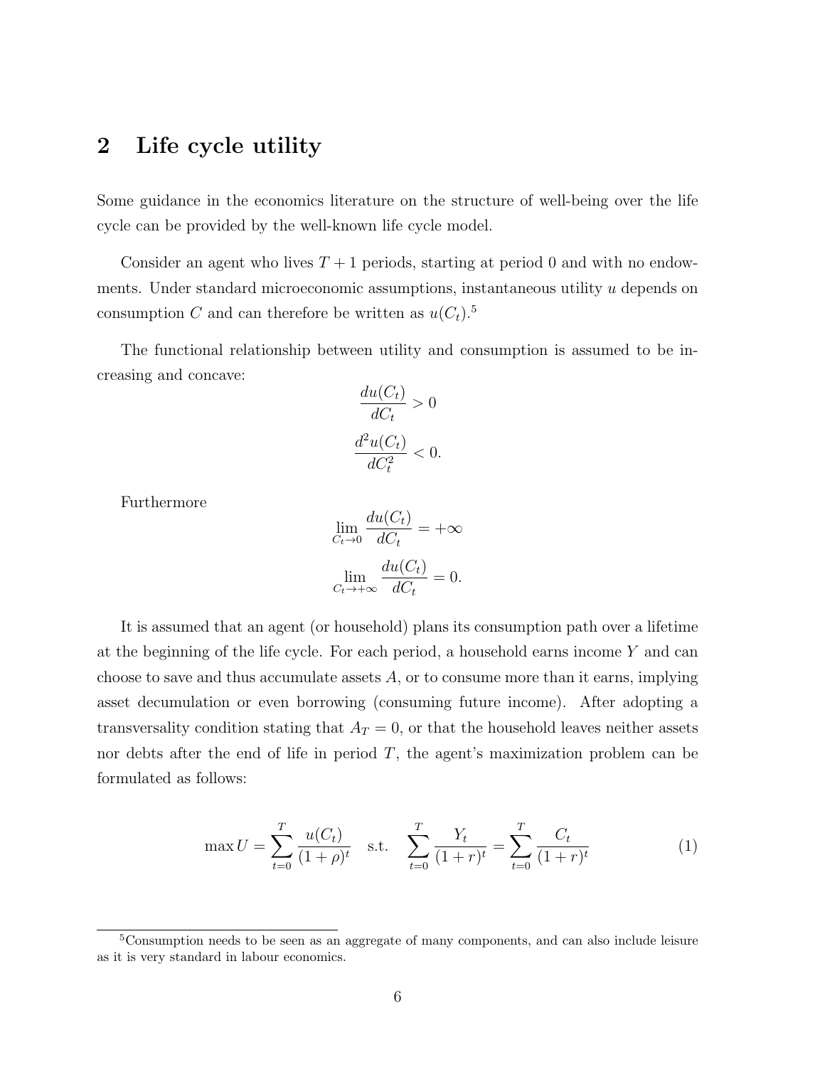## 2 Life cycle utility

Some guidance in the economics literature on the structure of well-being over the life cycle can be provided by the well-known life cycle model.

Consider an agent who lives $T + 1$ periods, starting at period 0 and with no endowments. Under standard microeconomic assumptions, instantaneous utility $u$ depends on consumption $C$ and can therefore be written as $u(C_t)$.[5]

The functional relationship between utility and consumption is assumed to be increasing and concave:

$$\frac{du(C_t)}{dC_t} > 0$$

$$\frac{d^2u(C_t)}{dC_t^2} < 0.$$

Furthermore

$$\lim_{C_t \to 0} \frac{du(C_t)}{dC_t} = +\infty$$

$$\lim_{C_t \to +\infty} \frac{du(C_t)}{dC_t} = 0.$$

It is assumed that an agent (or household) plans its consumption path over a lifetime at the beginning of the life cycle. For each period, a household earns income $Y$ and can choose to save and thus accumulate assets $A$, or to consume more than it earns, implying asset decumulation or even borrowing (consuming future income). After adopting a transversality condition stating that $A_T = 0$, or that the household leaves neither assets nor debts after the end of life in period $T$, the agent's maximization problem can be formulated as follows:

$$\max U = \sum_{t=0}^{T} \frac{u(C_t)}{(1+\rho)^t} \quad \text{s.t.} \quad \sum_{t=0}^{T} \frac{Y_t}{(1+r)^t} = \sum_{t=0}^{T} \frac{C_t}{(1+r)^t} \tag{1}$$

[5] Consumption needs to be seen as an aggregate of many components, and can also include leisure as it is very standard in labour economics.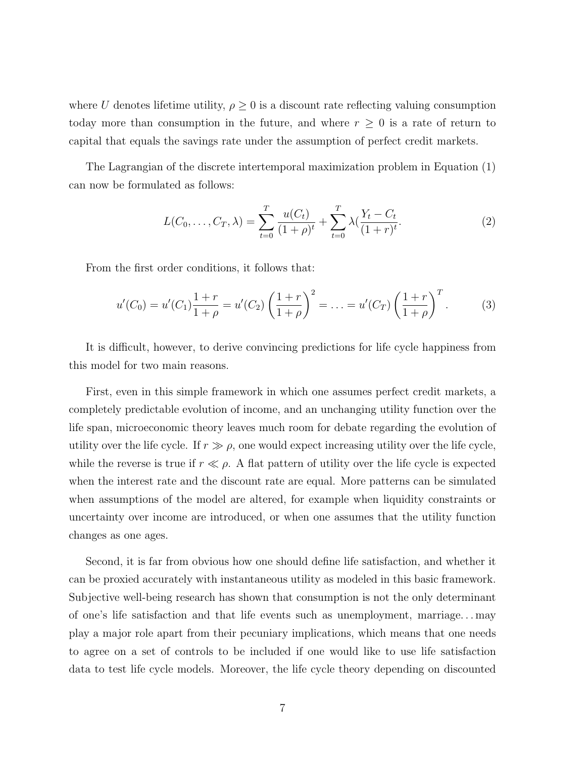where $U$ denotes lifetime utility, $\rho \geq 0$ is a discount rate reflecting valuing consumption today more than consumption in the future, and where $r \geq 0$ is a rate of return to capital that equals the savings rate under the assumption of perfect credit markets.

The Lagrangian of the discrete intertemporal maximization problem in Equation (1) can now be formulated as follows:

$$L(C_0, \ldots, C_T, \lambda) = \sum_{t=0}^{T} \frac{u(C_t)}{(1+\rho)^t} + \sum_{t=0}^{T} \lambda(\frac{Y_t - C_t}{(1+r)^t}. \tag{2}$$

From the first order conditions, it follows that:

$$u'(C_0) = u'(C_1)\frac{1+r}{1+\rho} = u'(C_2)\left(\frac{1+r}{1+\rho}\right)^2 = \ldots = u'(C_T)\left(\frac{1+r}{1+\rho}\right)^T. \tag{3}$$

It is difficult, however, to derive convincing predictions for life cycle happiness from this model for two main reasons.

First, even in this simple framework in which one assumes perfect credit markets, a completely predictable evolution of income, and an unchanging utility function over the life span, microeconomic theory leaves much room for debate regarding the evolution of utility over the life cycle. If $r \gg \rho$, one would expect increasing utility over the life cycle, while the reverse is true if $r \ll \rho$. A flat pattern of utility over the life cycle is expected when the interest rate and the discount rate are equal. More patterns can be simulated when assumptions of the model are altered, for example when liquidity constraints or uncertainty over income are introduced, or when one assumes that the utility function changes as one ages.

Second, it is far from obvious how one should define life satisfaction, and whether it can be proxied accurately with instantaneous utility as modeled in this basic framework. Subjective well-being research has shown that consumption is not the only determinant of one's life satisfaction and that life events such as unemployment, marriage... may play a major role apart from their pecuniary implications, which means that one needs to agree on a set of controls to be included if one would like to use life satisfaction data to test life cycle models. Moreover, the life cycle theory depending on discounted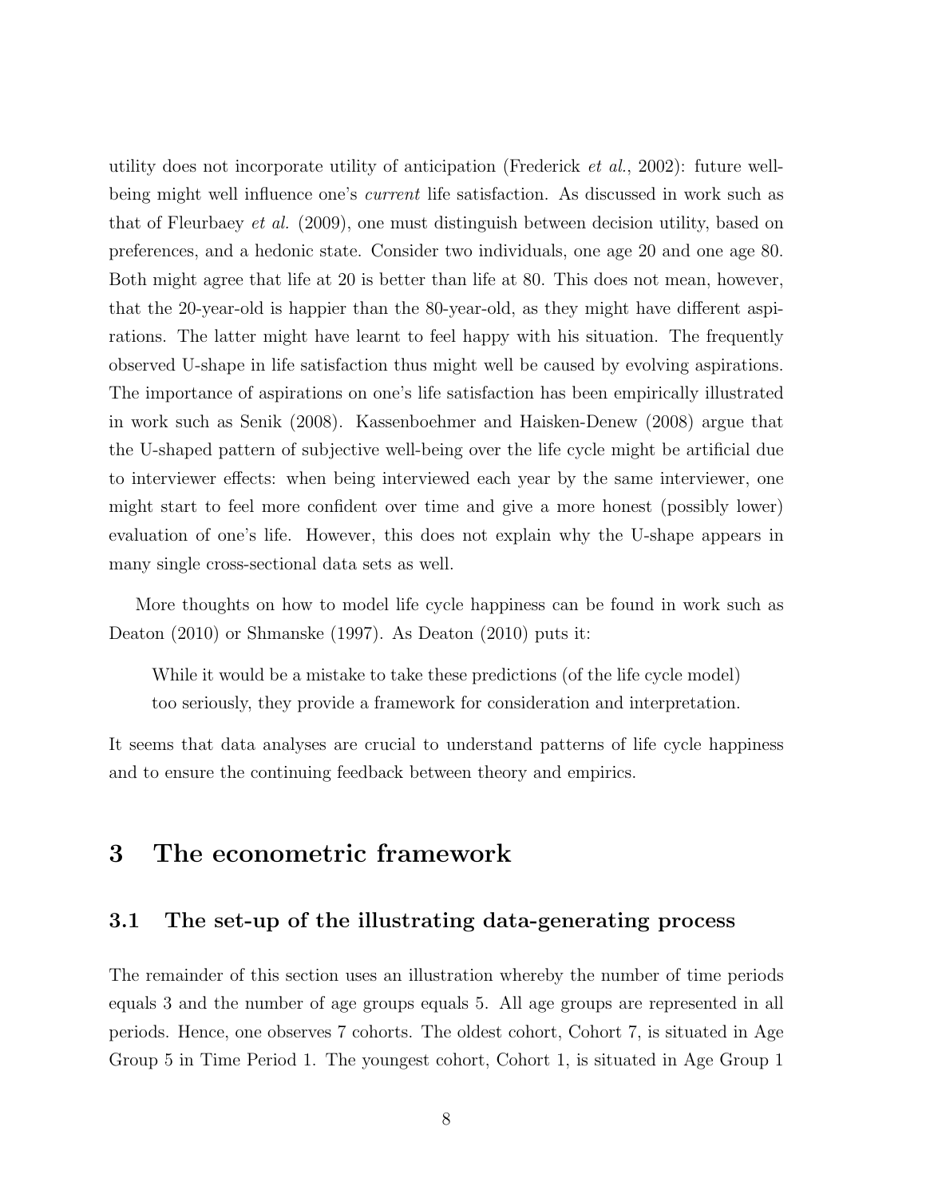utility does not incorporate utility of anticipation (Frederick *et al.*, 2002): future well-being might well influence one's *current* life satisfaction. As discussed in work such as that of Fleurbaey *et al.* (2009), one must distinguish between decision utility, based on preferences, and a hedonic state. Consider two individuals, one age 20 and one age 80. Both might agree that life at 20 is better than life at 80. This does not mean, however, that the 20-year-old is happier than the 80-year-old, as they might have different aspirations. The latter might have learnt to feel happy with his situation. The frequently observed U-shape in life satisfaction thus might well be caused by evolving aspirations. The importance of aspirations on one's life satisfaction has been empirically illustrated in work such as Senik (2008). Kassenboehmer and Haisken-Denew (2008) argue that the U-shaped pattern of subjective well-being over the life cycle might be artificial due to interviewer effects: when being interviewed each year by the same interviewer, one might start to feel more confident over time and give a more honest (possibly lower) evaluation of one's life. However, this does not explain why the U-shape appears in many single cross-sectional data sets as well.

More thoughts on how to model life cycle happiness can be found in work such as Deaton (2010) or Shmanske (1997). As Deaton (2010) puts it:

> While it would be a mistake to take these predictions (of the life cycle model) too seriously, they provide a framework for consideration and interpretation.

It seems that data analyses are crucial to understand patterns of life cycle happiness and to ensure the continuing feedback between theory and empirics.

# 3 The econometric framework

## 3.1 The set-up of the illustrating data-generating process

The remainder of this section uses an illustration whereby the number of time periods equals 3 and the number of age groups equals 5. All age groups are represented in all periods. Hence, one observes 7 cohorts. The oldest cohort, Cohort 7, is situated in Age Group 5 in Time Period 1. The youngest cohort, Cohort 1, is situated in Age Group 1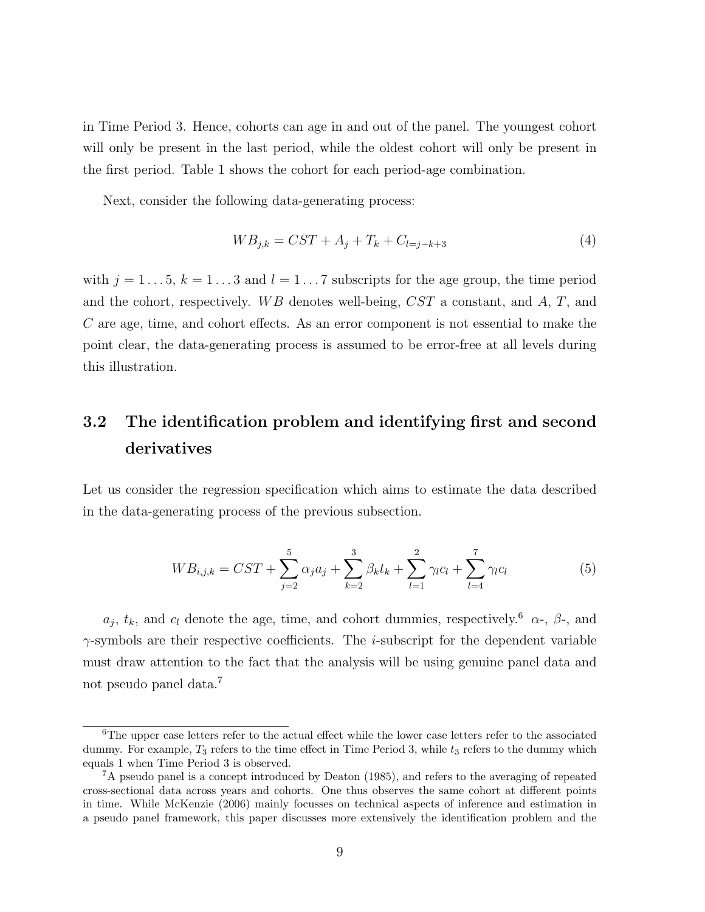in Time Period 3. Hence, cohorts can age in and out of the panel. The youngest cohort will only be present in the last period, while the oldest cohort will only be present in the first period. Table 1 shows the cohort for each period-age combination.

Next, consider the following data-generating process:

$$WB_{j,k} = CST + A_j + T_k + C_{l=j-k+3} \tag{4}$$

with $j = 1 \ldots 5$, $k = 1 \ldots 3$ and $l = 1 \ldots 7$ subscripts for the age group, the time period and the cohort, respectively. $WB$ denotes well-being, $CST$ a constant, and $A$, $T$, and $C$ are age, time, and cohort effects. As an error component is not essential to make the point clear, the data-generating process is assumed to be error-free at all levels during this illustration.

## 3.2 The identification problem and identifying first and second derivatives

Let us consider the regression specification which aims to estimate the data described in the data-generating process of the previous subsection.

$$WB_{i,j,k} = CST + \sum_{j=2}^{5} \alpha_j a_j + \sum_{k=2}^{3} \beta_k t_k + \sum_{l=1}^{2} \gamma_l c_l + \sum_{l=4}^{7} \gamma_l c_l \tag{5}$$

$a_j$, $t_k$, and $c_l$ denote the age, time, and cohort dummies, respectively.[6] $\alpha$-, $\beta$-, and $\gamma$-symbols are their respective coefficients. The $i$-subscript for the dependent variable must draw attention to the fact that the analysis will be using genuine panel data and not pseudo panel data.[7]

[6] The upper case letters refer to the actual effect while the lower case letters refer to the associated dummy. For example, $T_3$ refers to the time effect in Time Period 3, while $t_3$ refers to the dummy which equals 1 when Time Period 3 is observed.

[7] A pseudo panel is a concept introduced by Deaton (1985), and refers to the averaging of repeated cross-sectional data across years and cohorts. One thus observes the same cohort at different points in time. While McKenzie (2006) mainly focusses on technical aspects of inference and estimation in a pseudo panel framework, this paper discusses more extensively the identification problem and the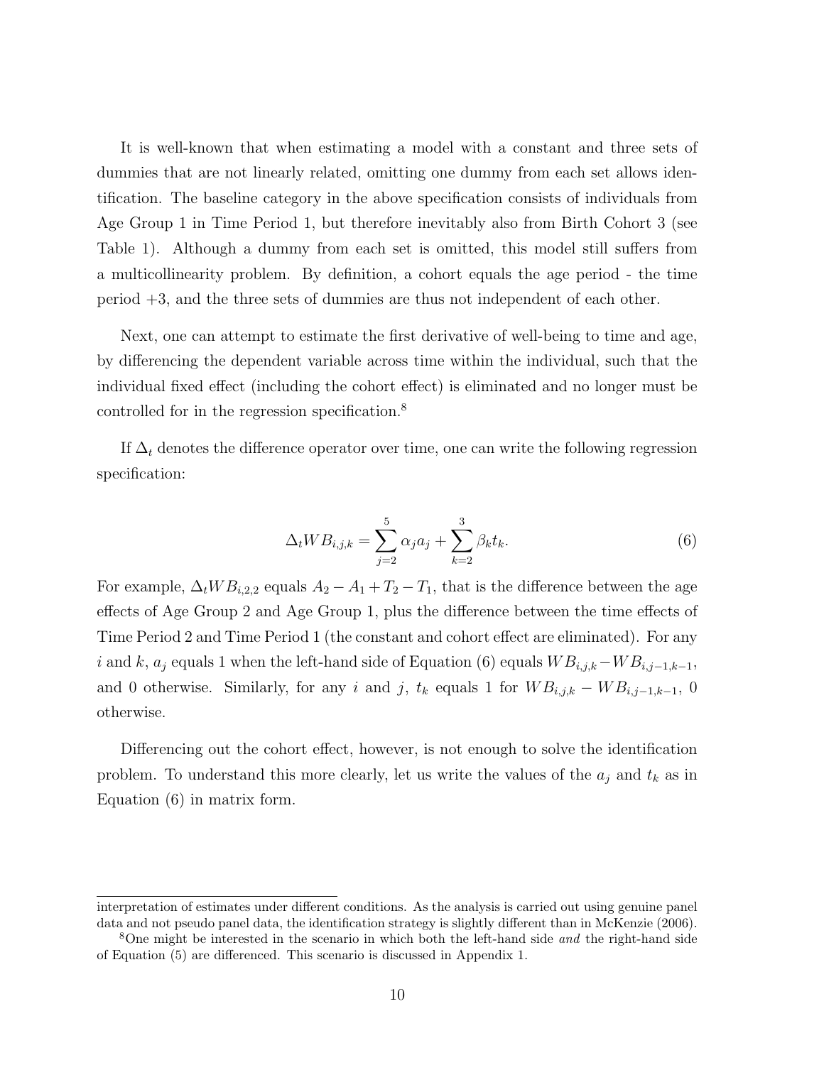It is well-known that when estimating a model with a constant and three sets of dummies that are not linearly related, omitting one dummy from each set allows identification. The baseline category in the above specification consists of individuals from Age Group 1 in Time Period 1, but therefore inevitably also from Birth Cohort 3 (see Table 1). Although a dummy from each set is omitted, this model still suffers from a multicollinearity problem. By definition, a cohort equals the age period - the time period +3, and the three sets of dummies are thus not independent of each other.

Next, one can attempt to estimate the first derivative of well-being to time and age, by differencing the dependent variable across time within the individual, such that the individual fixed effect (including the cohort effect) is eliminated and no longer must be controlled for in the regression specification.[8]

If $\Delta_t$ denotes the difference operator over time, one can write the following regression specification:

$$\Delta_t WB_{i,j,k} = \sum_{j=2}^{5} \alpha_j a_j + \sum_{k=2}^{3} \beta_k t_k. \tag{6}$$

For example, $\Delta_t WB_{i,2,2}$ equals $A_2 - A_1 + T_2 - T_1$, that is the difference between the age effects of Age Group 2 and Age Group 1, plus the difference between the time effects of Time Period 2 and Time Period 1 (the constant and cohort effect are eliminated). For any $i$ and $k$, $a_j$ equals 1 when the left-hand side of Equation (6) equals $WB_{i,j,k} - WB_{i,j-1,k-1}$, and 0 otherwise. Similarly, for any $i$ and $j$, $t_k$ equals 1 for $WB_{i,j,k} - WB_{i,j-1,k-1}$, 0 otherwise.

Differencing out the cohort effect, however, is not enough to solve the identification problem. To understand this more clearly, let us write the values of the $a_j$ and $t_k$ as in Equation (6) in matrix form.

---

interpretation of estimates under different conditions. As the analysis is carried out using genuine panel data and not pseudo panel data, the identification strategy is slightly different than in McKenzie (2006).

[8] One might be interested in the scenario in which both the left-hand side *and* the right-hand side of Equation (5) are differenced. This scenario is discussed in Appendix 1.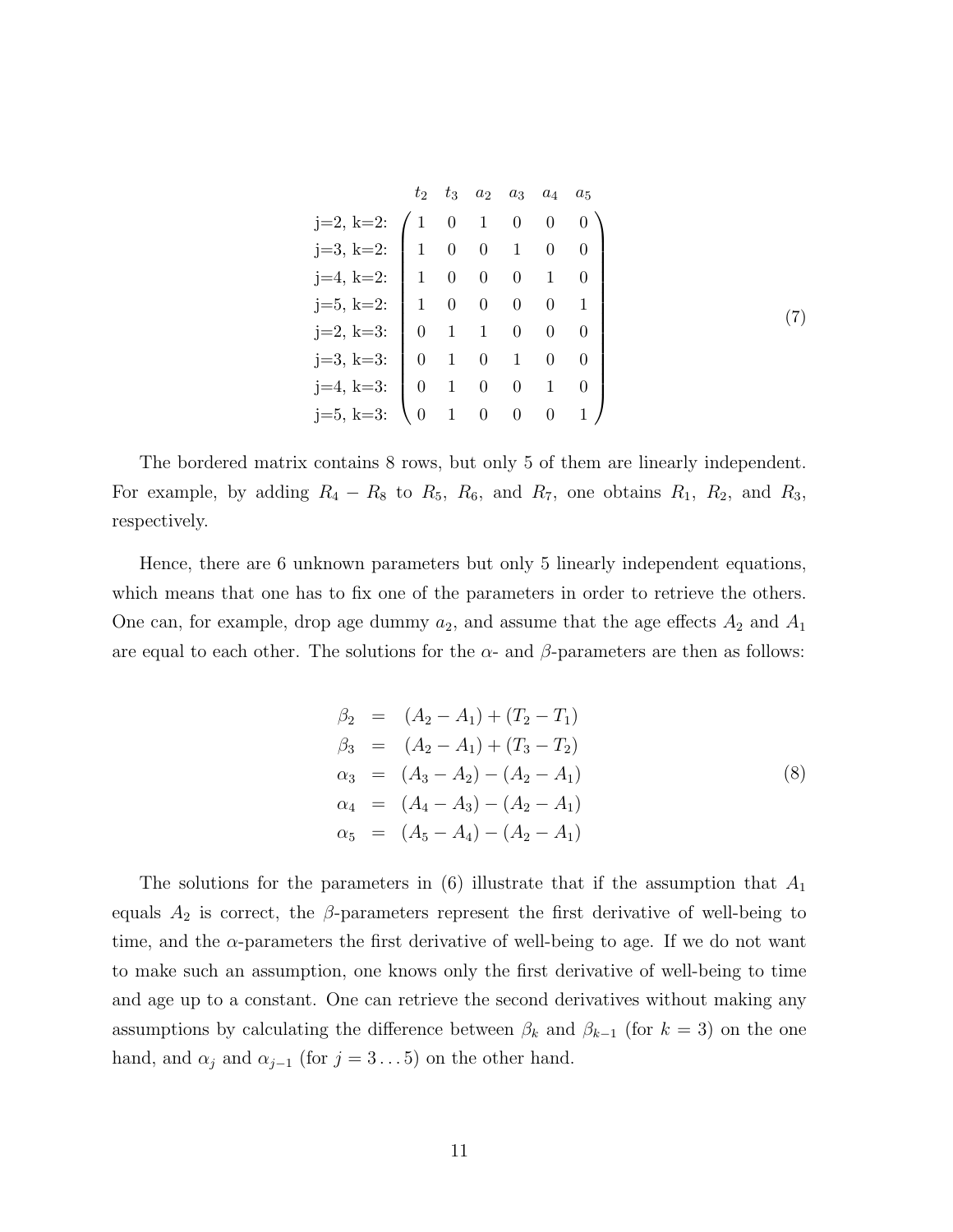$$
\begin{array}{r}
\\
\text{j=2, k=2:} \\
\text{j=3, k=2:} \\
\text{j=4, k=2:} \\
\text{j=5, k=2:} \\
\text{j=2, k=3:} \\
\text{j=3, k=3:} \\
\text{j=4, k=3:} \\
\text{j=5, k=3:}
\end{array}
\begin{array}{c}
\begin{array}{cccccc} t_2 & t_3 & a_2 & a_3 & a_4 & a_5 \end{array} \\
\begin{pmatrix}
1 & 0 & 1 & 0 & 0 & 0 \\
1 & 0 & 0 & 1 & 0 & 0 \\
1 & 0 & 0 & 0 & 1 & 0 \\
1 & 0 & 0 & 0 & 0 & 1 \\
0 & 1 & 1 & 0 & 0 & 0 \\
0 & 1 & 0 & 1 & 0 & 0 \\
0 & 1 & 0 & 0 & 1 & 0 \\
0 & 1 & 0 & 0 & 0 & 1
\end{pmatrix}
\end{array}
\tag{7}
$$

The bordered matrix contains 8 rows, but only 5 of them are linearly independent. For example, by adding $R_4 - R_8$ to $R_5$, $R_6$, and $R_7$, one obtains $R_1$, $R_2$, and $R_3$, respectively.

Hence, there are 6 unknown parameters but only 5 linearly independent equations, which means that one has to fix one of the parameters in order to retrieve the others. One can, for example, drop age dummy $a_2$, and assume that the age effects $A_2$ and $A_1$ are equal to each other. The solutions for the $\alpha$- and $\beta$-parameters are then as follows:

$$
\begin{aligned}
\beta_2 &= (A_2 - A_1) + (T_2 - T_1) \\
\beta_3 &= (A_2 - A_1) + (T_3 - T_2) \\
\alpha_3 &= (A_3 - A_2) - (A_2 - A_1) \\
\alpha_4 &= (A_4 - A_3) - (A_2 - A_1) \\
\alpha_5 &= (A_5 - A_4) - (A_2 - A_1)
\end{aligned}
\tag{8}
$$

The solutions for the parameters in (6) illustrate that if the assumption that $A_1$ equals $A_2$ is correct, the $\beta$-parameters represent the first derivative of well-being to time, and the $\alpha$-parameters the first derivative of well-being to age. If we do not want to make such an assumption, one knows only the first derivative of well-being to time and age up to a constant. One can retrieve the second derivatives without making any assumptions by calculating the difference between $\beta_k$ and $\beta_{k-1}$ (for $k = 3$) on the one hand, and $\alpha_j$ and $\alpha_{j-1}$ (for $j = 3 \ldots 5$) on the other hand.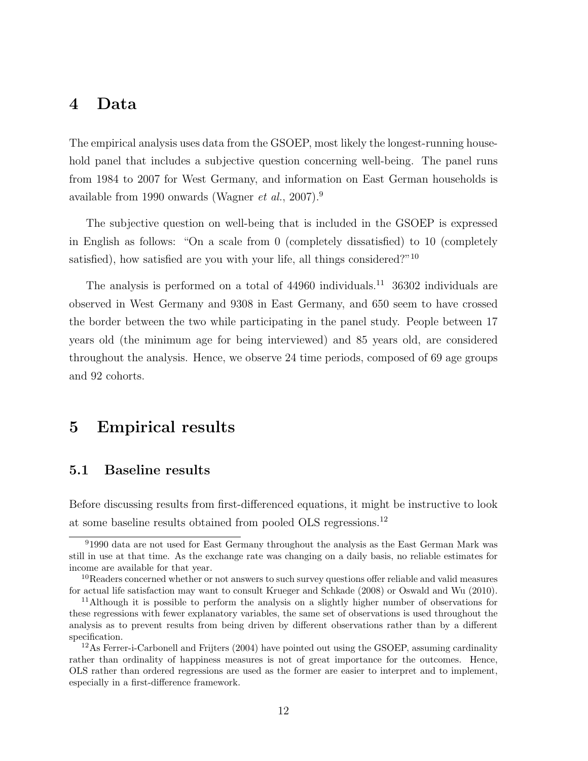# 4 Data

The empirical analysis uses data from the GSOEP, most likely the longest-running household panel that includes a subjective question concerning well-being. The panel runs from 1984 to 2007 for West Germany, and information on East German households is available from 1990 onwards (Wagner *et al.*, 2007).[9]

The subjective question on well-being that is included in the GSOEP is expressed in English as follows: "On a scale from 0 (completely dissatisfied) to 10 (completely satisfied), how satisfied are you with your life, all things considered?"[10]

The analysis is performed on a total of 44960 individuals.[11] 36302 individuals are observed in West Germany and 9308 in East Germany, and 650 seem to have crossed the border between the two while participating in the panel study. People between 17 years old (the minimum age for being interviewed) and 85 years old, are considered throughout the analysis. Hence, we observe 24 time periods, composed of 69 age groups and 92 cohorts.

# 5 Empirical results

## 5.1 Baseline results

Before discussing results from first-differenced equations, it might be instructive to look at some baseline results obtained from pooled OLS regressions.[12]

---

[9] 1990 data are not used for East Germany throughout the analysis as the East German Mark was still in use at that time. As the exchange rate was changing on a daily basis, no reliable estimates for income are available for that year.

[10] Readers concerned whether or not answers to such survey questions offer reliable and valid measures for actual life satisfaction may want to consult Krueger and Schkade (2008) or Oswald and Wu (2010).

[11] Although it is possible to perform the analysis on a slightly higher number of observations for these regressions with fewer explanatory variables, the same set of observations is used throughout the analysis as to prevent results from being driven by different observations rather than by a different specification.

[12] As Ferrer-i-Carbonell and Frijters (2004) have pointed out using the GSOEP, assuming cardinality rather than ordinality of happiness measures is not of great importance for the outcomes. Hence, OLS rather than ordered regressions are used as the former are easier to interpret and to implement, especially in a first-difference framework.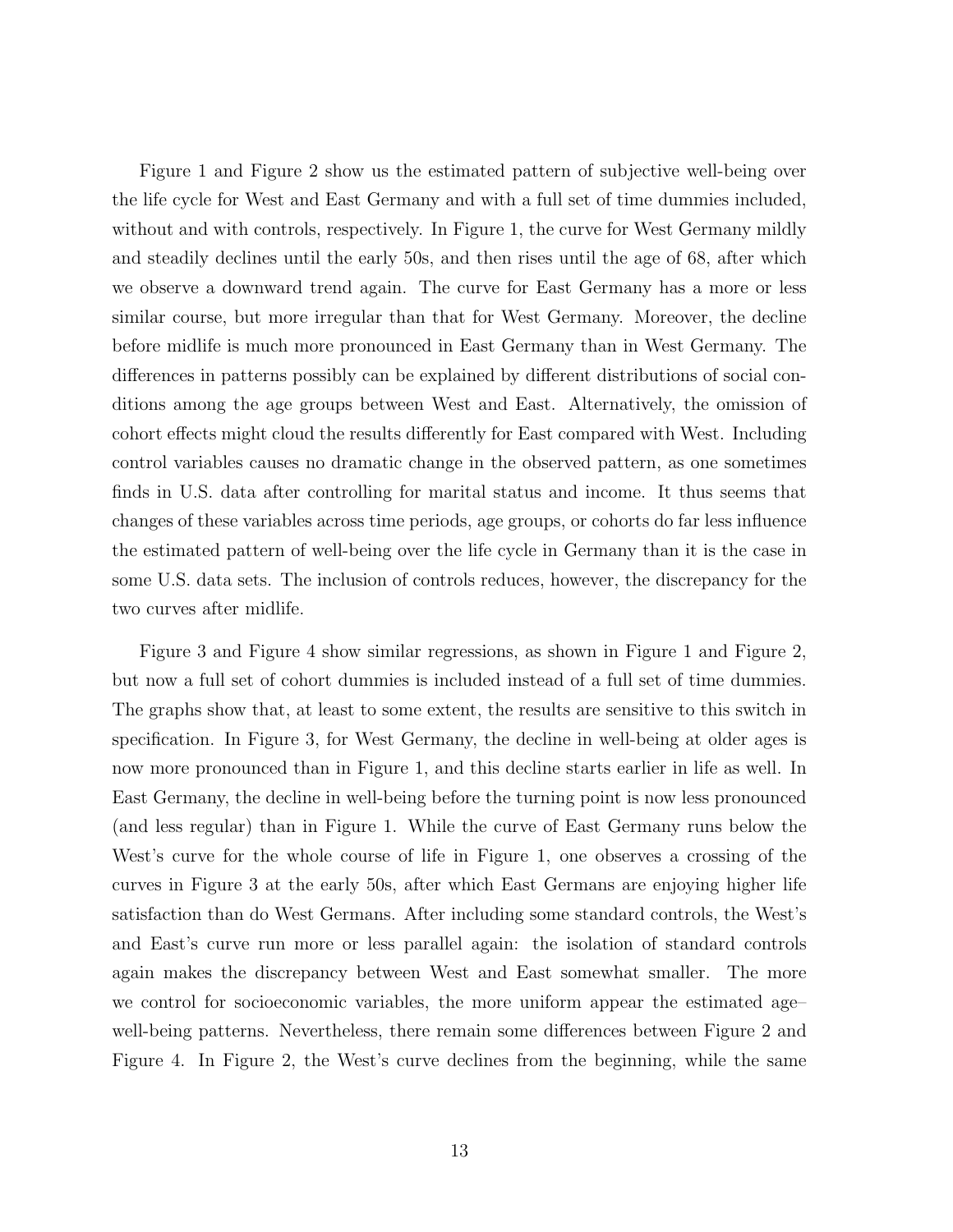Figure 1 and Figure 2 show us the estimated pattern of subjective well-being over the life cycle for West and East Germany and with a full set of time dummies included, without and with controls, respectively. In Figure 1, the curve for West Germany mildly and steadily declines until the early 50s, and then rises until the age of 68, after which we observe a downward trend again. The curve for East Germany has a more or less similar course, but more irregular than that for West Germany. Moreover, the decline before midlife is much more pronounced in East Germany than in West Germany. The differences in patterns possibly can be explained by different distributions of social conditions among the age groups between West and East. Alternatively, the omission of cohort effects might cloud the results differently for East compared with West. Including control variables causes no dramatic change in the observed pattern, as one sometimes finds in U.S. data after controlling for marital status and income. It thus seems that changes of these variables across time periods, age groups, or cohorts do far less influence the estimated pattern of well-being over the life cycle in Germany than it is the case in some U.S. data sets. The inclusion of controls reduces, however, the discrepancy for the two curves after midlife.

Figure 3 and Figure 4 show similar regressions, as shown in Figure 1 and Figure 2, but now a full set of cohort dummies is included instead of a full set of time dummies. The graphs show that, at least to some extent, the results are sensitive to this switch in specification. In Figure 3, for West Germany, the decline in well-being at older ages is now more pronounced than in Figure 1, and this decline starts earlier in life as well. In East Germany, the decline in well-being before the turning point is now less pronounced (and less regular) than in Figure 1. While the curve of East Germany runs below the West's curve for the whole course of life in Figure 1, one observes a crossing of the curves in Figure 3 at the early 50s, after which East Germans are enjoying higher life satisfaction than do West Germans. After including some standard controls, the West's and East's curve run more or less parallel again: the isolation of standard controls again makes the discrepancy between West and East somewhat smaller. The more we control for socioeconomic variables, the more uniform appear the estimated age–well-being patterns. Nevertheless, there remain some differences between Figure 2 and Figure 4. In Figure 2, the West's curve declines from the beginning, while the same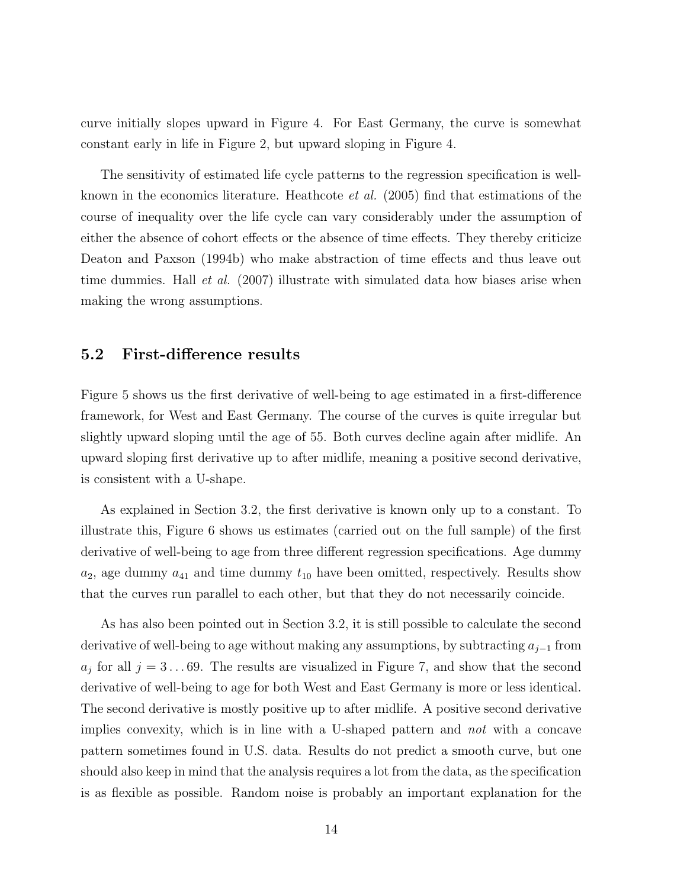curve initially slopes upward in Figure 4. For East Germany, the curve is somewhat constant early in life in Figure 2, but upward sloping in Figure 4.

The sensitivity of estimated life cycle patterns to the regression specification is well-known in the economics literature. Heathcote *et al.* (2005) find that estimations of the course of inequality over the life cycle can vary considerably under the assumption of either the absence of cohort effects or the absence of time effects. They thereby criticize Deaton and Paxson (1994b) who make abstraction of time effects and thus leave out time dummies. Hall *et al.* (2007) illustrate with simulated data how biases arise when making the wrong assumptions.

### 5.2 First-difference results

Figure 5 shows us the first derivative of well-being to age estimated in a first-difference framework, for West and East Germany. The course of the curves is quite irregular but slightly upward sloping until the age of 55. Both curves decline again after midlife. An upward sloping first derivative up to after midlife, meaning a positive second derivative, is consistent with a U-shape.

As explained in Section 3.2, the first derivative is known only up to a constant. To illustrate this, Figure 6 shows us estimates (carried out on the full sample) of the first derivative of well-being to age from three different regression specifications. Age dummy $a_2$, age dummy $a_{41}$ and time dummy $t_{10}$ have been omitted, respectively. Results show that the curves run parallel to each other, but that they do not necessarily coincide.

As has also been pointed out in Section 3.2, it is still possible to calculate the second derivative of well-being to age without making any assumptions, by subtracting $a_{j-1}$ from $a_j$ for all $j = 3 \ldots 69$. The results are visualized in Figure 7, and show that the second derivative of well-being to age for both West and East Germany is more or less identical. The second derivative is mostly positive up to after midlife. A positive second derivative implies convexity, which is in line with a U-shaped pattern and *not* with a concave pattern sometimes found in U.S. data. Results do not predict a smooth curve, but one should also keep in mind that the analysis requires a lot from the data, as the specification is as flexible as possible. Random noise is probably an important explanation for the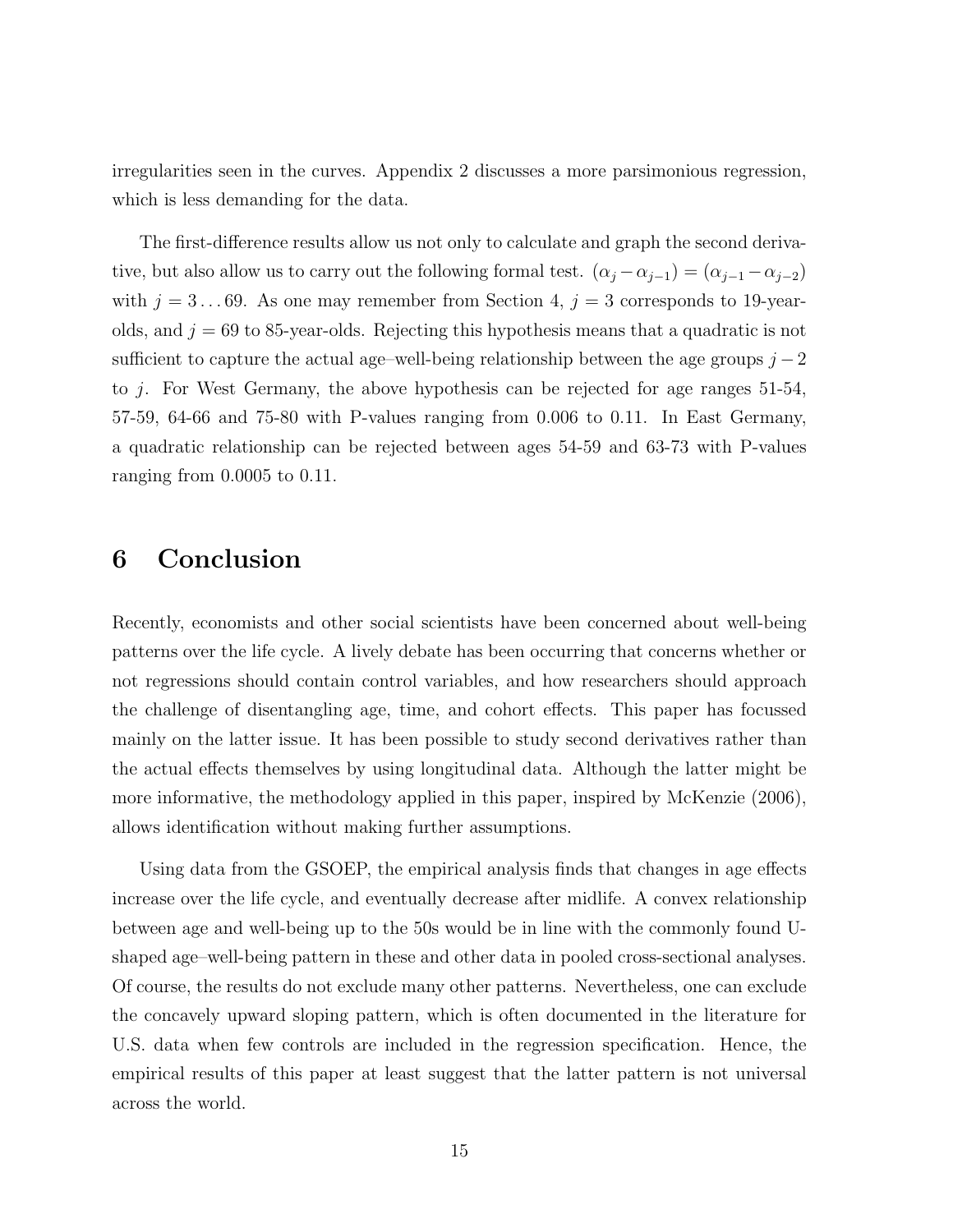irregularities seen in the curves. Appendix 2 discusses a more parsimonious regression, which is less demanding for the data.

The first-difference results allow us not only to calculate and graph the second derivative, but also allow us to carry out the following formal test. $(\alpha_j - \alpha_{j-1}) = (\alpha_{j-1} - \alpha_{j-2})$ with $j = 3 \ldots 69$. As one may remember from Section 4, $j = 3$ corresponds to 19-year-olds, and $j = 69$ to 85-year-olds. Rejecting this hypothesis means that a quadratic is not sufficient to capture the actual age–well-being relationship between the age groups $j-2$ to $j$. For West Germany, the above hypothesis can be rejected for age ranges 51-54, 57-59, 64-66 and 75-80 with P-values ranging from 0.006 to 0.11. In East Germany, a quadratic relationship can be rejected between ages 54-59 and 63-73 with P-values ranging from 0.0005 to 0.11.

# 6 Conclusion

Recently, economists and other social scientists have been concerned about well-being patterns over the life cycle. A lively debate has been occurring that concerns whether or not regressions should contain control variables, and how researchers should approach the challenge of disentangling age, time, and cohort effects. This paper has focussed mainly on the latter issue. It has been possible to study second derivatives rather than the actual effects themselves by using longitudinal data. Although the latter might be more informative, the methodology applied in this paper, inspired by McKenzie (2006), allows identification without making further assumptions.

Using data from the GSOEP, the empirical analysis finds that changes in age effects increase over the life cycle, and eventually decrease after midlife. A convex relationship between age and well-being up to the 50s would be in line with the commonly found U-shaped age–well-being pattern in these and other data in pooled cross-sectional analyses. Of course, the results do not exclude many other patterns. Nevertheless, one can exclude the concavely upward sloping pattern, which is often documented in the literature for U.S. data when few controls are included in the regression specification. Hence, the empirical results of this paper at least suggest that the latter pattern is not universal across the world.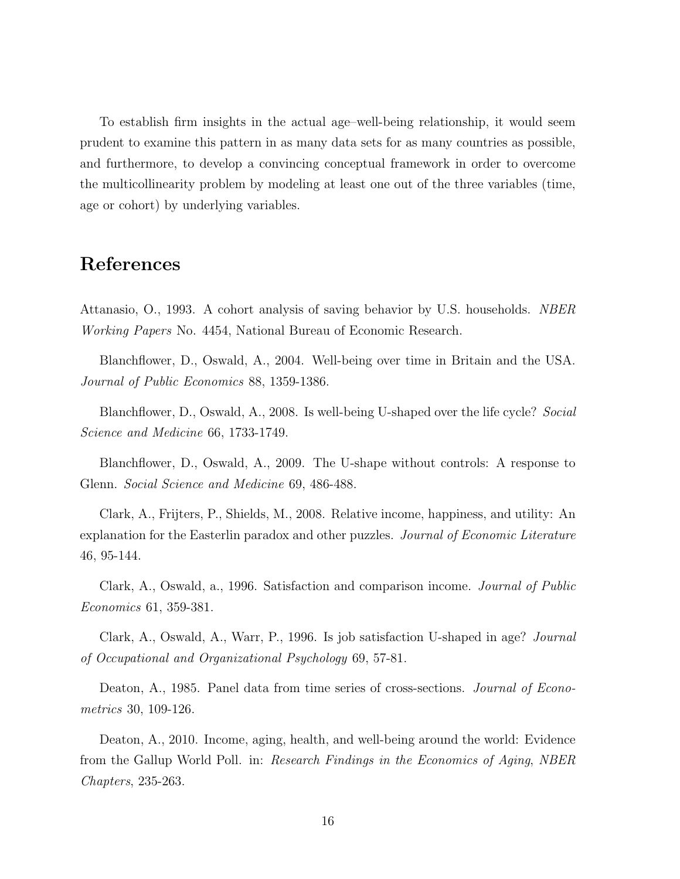To establish firm insights in the actual age–well-being relationship, it would seem prudent to examine this pattern in as many data sets for as many countries as possible, and furthermore, to develop a convincing conceptual framework in order to overcome the multicollinearity problem by modeling at least one out of the three variables (time, age or cohort) by underlying variables.

# References

Attanasio, O., 1993. A cohort analysis of saving behavior by U.S. households. *NBER Working Papers* No. 4454, National Bureau of Economic Research.

Blanchflower, D., Oswald, A., 2004. Well-being over time in Britain and the USA. *Journal of Public Economics* 88, 1359-1386.

Blanchflower, D., Oswald, A., 2008. Is well-being U-shaped over the life cycle? *Social Science and Medicine* 66, 1733-1749.

Blanchflower, D., Oswald, A., 2009. The U-shape without controls: A response to Glenn. *Social Science and Medicine* 69, 486-488.

Clark, A., Frijters, P., Shields, M., 2008. Relative income, happiness, and utility: An explanation for the Easterlin paradox and other puzzles. *Journal of Economic Literature* 46, 95-144.

Clark, A., Oswald, a., 1996. Satisfaction and comparison income. *Journal of Public Economics* 61, 359-381.

Clark, A., Oswald, A., Warr, P., 1996. Is job satisfaction U-shaped in age? *Journal of Occupational and Organizational Psychology* 69, 57-81.

Deaton, A., 1985. Panel data from time series of cross-sections. *Journal of Econometrics* 30, 109-126.

Deaton, A., 2010. Income, aging, health, and well-being around the world: Evidence from the Gallup World Poll. in: *Research Findings in the Economics of Aging*, *NBER Chapters*, 235-263.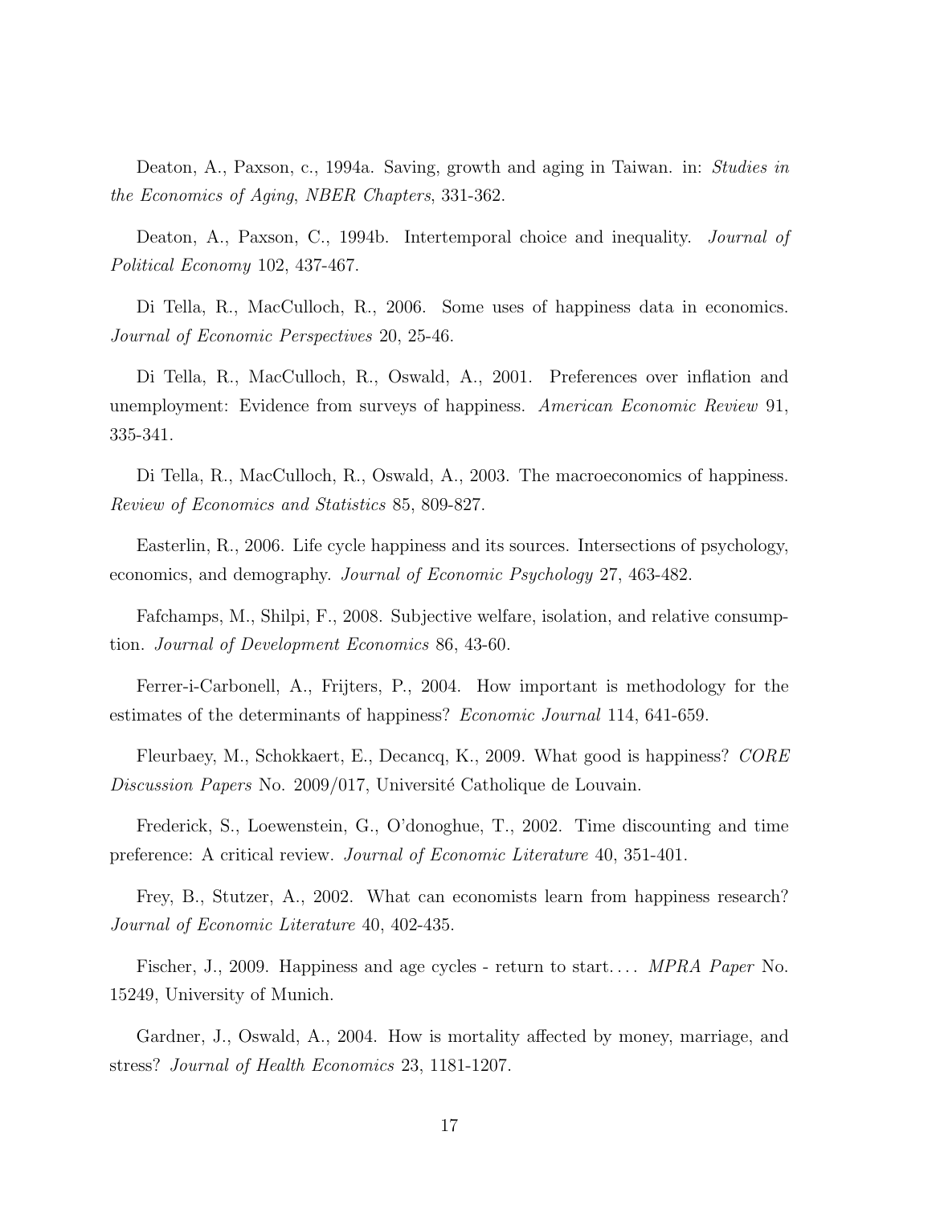Deaton, A., Paxson, c., 1994a. Saving, growth and aging in Taiwan. in: *Studies in the Economics of Aging*, *NBER Chapters*, 331-362.

Deaton, A., Paxson, C., 1994b. Intertemporal choice and inequality. *Journal of Political Economy* 102, 437-467.

Di Tella, R., MacCulloch, R., 2006. Some uses of happiness data in economics. *Journal of Economic Perspectives* 20, 25-46.

Di Tella, R., MacCulloch, R., Oswald, A., 2001. Preferences over inflation and unemployment: Evidence from surveys of happiness. *American Economic Review* 91, 335-341.

Di Tella, R., MacCulloch, R., Oswald, A., 2003. The macroeconomics of happiness. *Review of Economics and Statistics* 85, 809-827.

Easterlin, R., 2006. Life cycle happiness and its sources. Intersections of psychology, economics, and demography. *Journal of Economic Psychology* 27, 463-482.

Fafchamps, M., Shilpi, F., 2008. Subjective welfare, isolation, and relative consumption. *Journal of Development Economics* 86, 43-60.

Ferrer-i-Carbonell, A., Frijters, P., 2004. How important is methodology for the estimates of the determinants of happiness? *Economic Journal* 114, 641-659.

Fleurbaey, M., Schokkaert, E., Decancq, K., 2009. What good is happiness? *CORE Discussion Papers* No. 2009/017, Université Catholique de Louvain.

Frederick, S., Loewenstein, G., O'donoghue, T., 2002. Time discounting and time preference: A critical review. *Journal of Economic Literature* 40, 351-401.

Frey, B., Stutzer, A., 2002. What can economists learn from happiness research? *Journal of Economic Literature* 40, 402-435.

Fischer, J., 2009. Happiness and age cycles - return to start.... *MPRA Paper* No. 15249, University of Munich.

Gardner, J., Oswald, A., 2004. How is mortality affected by money, marriage, and stress? *Journal of Health Economics* 23, 1181-1207.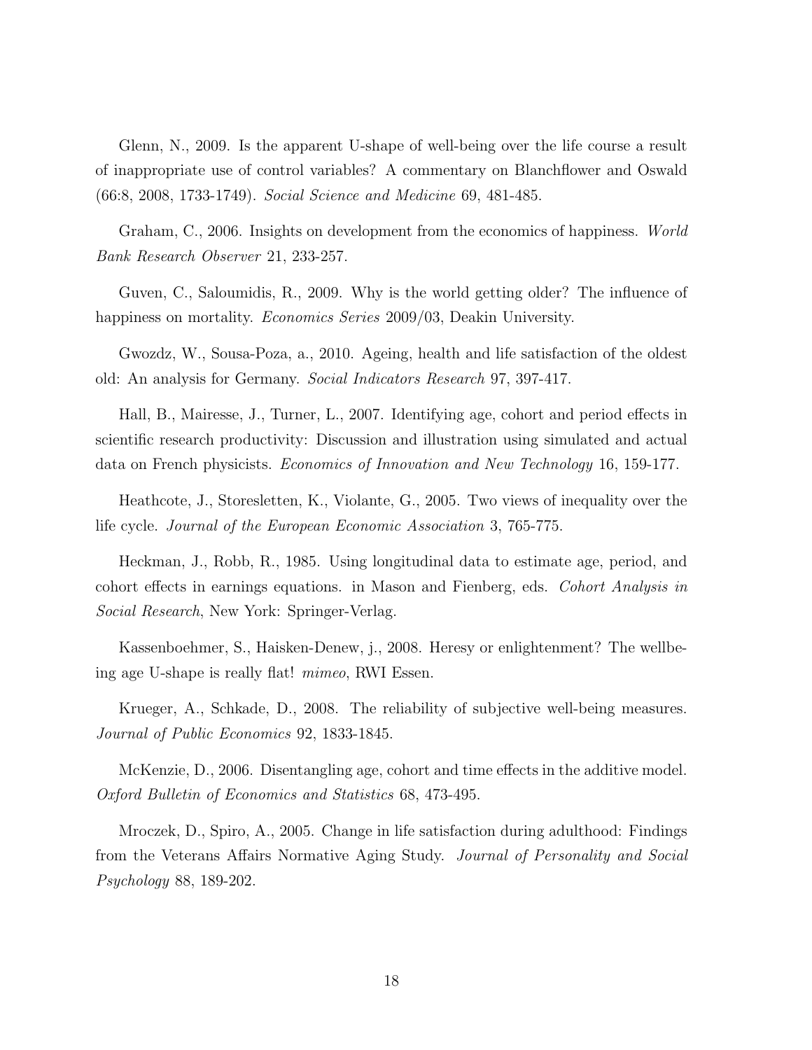Glenn, N., 2009. Is the apparent U-shape of well-being over the life course a result of inappropriate use of control variables? A commentary on Blanchflower and Oswald (66:8, 2008, 1733-1749). *Social Science and Medicine* 69, 481-485.

Graham, C., 2006. Insights on development from the economics of happiness. *World Bank Research Observer* 21, 233-257.

Guven, C., Saloumidis, R., 2009. Why is the world getting older? The influence of happiness on mortality. *Economics Series* 2009/03, Deakin University.

Gwozdz, W., Sousa-Poza, a., 2010. Ageing, health and life satisfaction of the oldest old: An analysis for Germany. *Social Indicators Research* 97, 397-417.

Hall, B., Mairesse, J., Turner, L., 2007. Identifying age, cohort and period effects in scientific research productivity: Discussion and illustration using simulated and actual data on French physicists. *Economics of Innovation and New Technology* 16, 159-177.

Heathcote, J., Storesletten, K., Violante, G., 2005. Two views of inequality over the life cycle. *Journal of the European Economic Association* 3, 765-775.

Heckman, J., Robb, R., 1985. Using longitudinal data to estimate age, period, and cohort effects in earnings equations. in Mason and Fienberg, eds. *Cohort Analysis in Social Research*, New York: Springer-Verlag.

Kassenboehmer, S., Haisken-Denew, j., 2008. Heresy or enlightenment? The wellbeing age U-shape is really flat! *mimeo*, RWI Essen.

Krueger, A., Schkade, D., 2008. The reliability of subjective well-being measures. *Journal of Public Economics* 92, 1833-1845.

McKenzie, D., 2006. Disentangling age, cohort and time effects in the additive model. *Oxford Bulletin of Economics and Statistics* 68, 473-495.

Mroczek, D., Spiro, A., 2005. Change in life satisfaction during adulthood: Findings from the Veterans Affairs Normative Aging Study. *Journal of Personality and Social Psychology* 88, 189-202.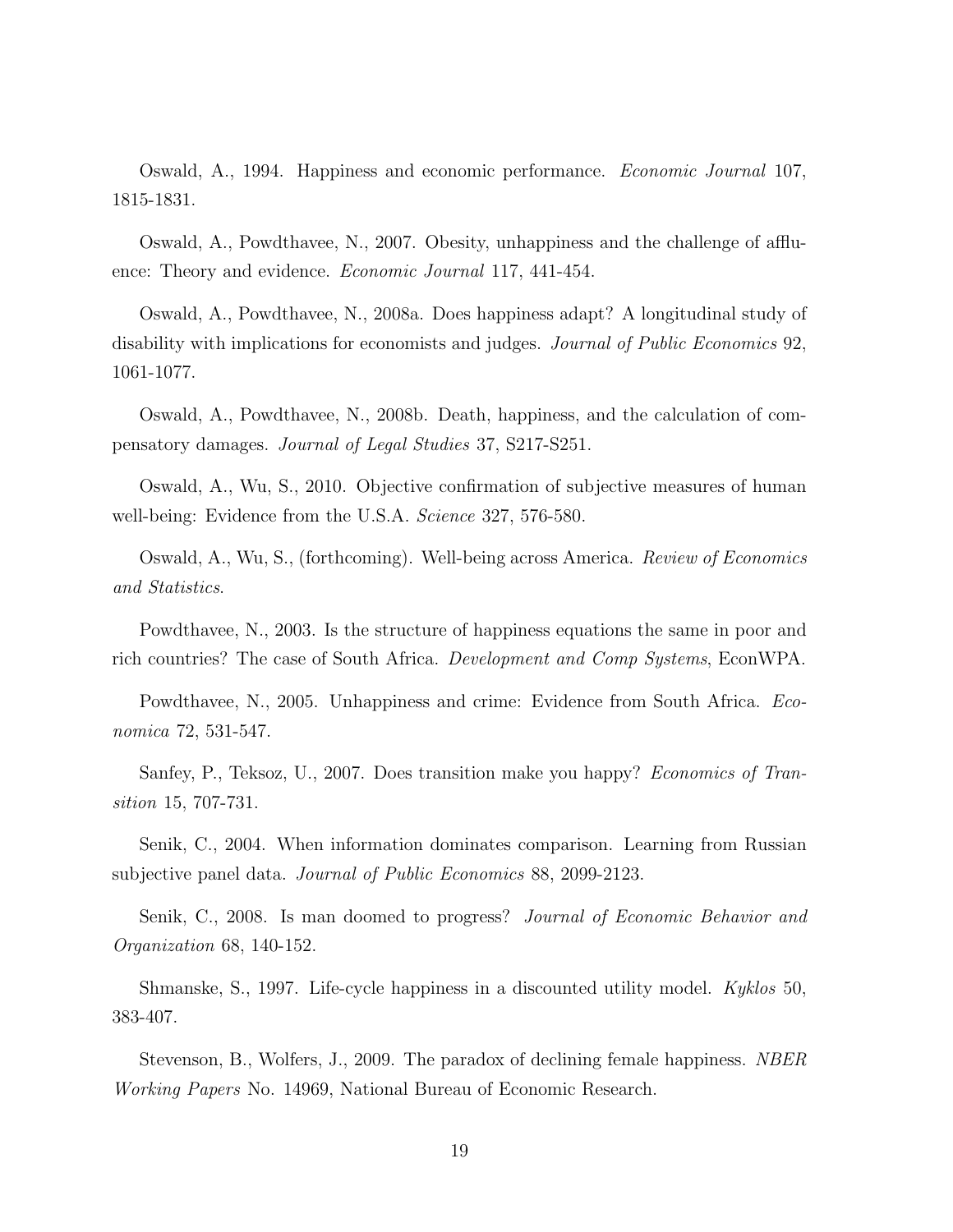Oswald, A., 1994. Happiness and economic performance. *Economic Journal* 107, 1815-1831.

Oswald, A., Powdthavee, N., 2007. Obesity, unhappiness and the challenge of affluence: Theory and evidence. *Economic Journal* 117, 441-454.

Oswald, A., Powdthavee, N., 2008a. Does happiness adapt? A longitudinal study of disability with implications for economists and judges. *Journal of Public Economics* 92, 1061-1077.

Oswald, A., Powdthavee, N., 2008b. Death, happiness, and the calculation of compensatory damages. *Journal of Legal Studies* 37, S217-S251.

Oswald, A., Wu, S., 2010. Objective confirmation of subjective measures of human well-being: Evidence from the U.S.A. *Science* 327, 576-580.

Oswald, A., Wu, S., (forthcoming). Well-being across America. *Review of Economics and Statistics*.

Powdthavee, N., 2003. Is the structure of happiness equations the same in poor and rich countries? The case of South Africa. *Development and Comp Systems*, EconWPA.

Powdthavee, N., 2005. Unhappiness and crime: Evidence from South Africa. *Economica* 72, 531-547.

Sanfey, P., Teksoz, U., 2007. Does transition make you happy? *Economics of Transition* 15, 707-731.

Senik, C., 2004. When information dominates comparison. Learning from Russian subjective panel data. *Journal of Public Economics* 88, 2099-2123.

Senik, C., 2008. Is man doomed to progress? *Journal of Economic Behavior and Organization* 68, 140-152.

Shmanske, S., 1997. Life-cycle happiness in a discounted utility model. *Kyklos* 50, 383-407.

Stevenson, B., Wolfers, J., 2009. The paradox of declining female happiness. *NBER Working Papers* No. 14969, National Bureau of Economic Research.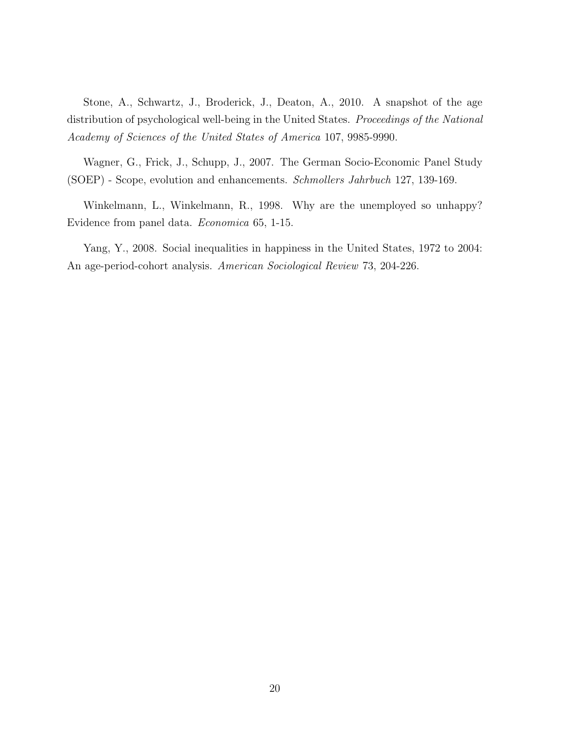Stone, A., Schwartz, J., Broderick, J., Deaton, A., 2010. A snapshot of the age distribution of psychological well-being in the United States. *Proceedings of the National Academy of Sciences of the United States of America* 107, 9985-9990.

Wagner, G., Frick, J., Schupp, J., 2007. The German Socio-Economic Panel Study (SOEP) - Scope, evolution and enhancements. *Schmollers Jahrbuch* 127, 139-169.

Winkelmann, L., Winkelmann, R., 1998. Why are the unemployed so unhappy? Evidence from panel data. *Economica* 65, 1-15.

Yang, Y., 2008. Social inequalities in happiness in the United States, 1972 to 2004: An age-period-cohort analysis. *American Sociological Review* 73, 204-226.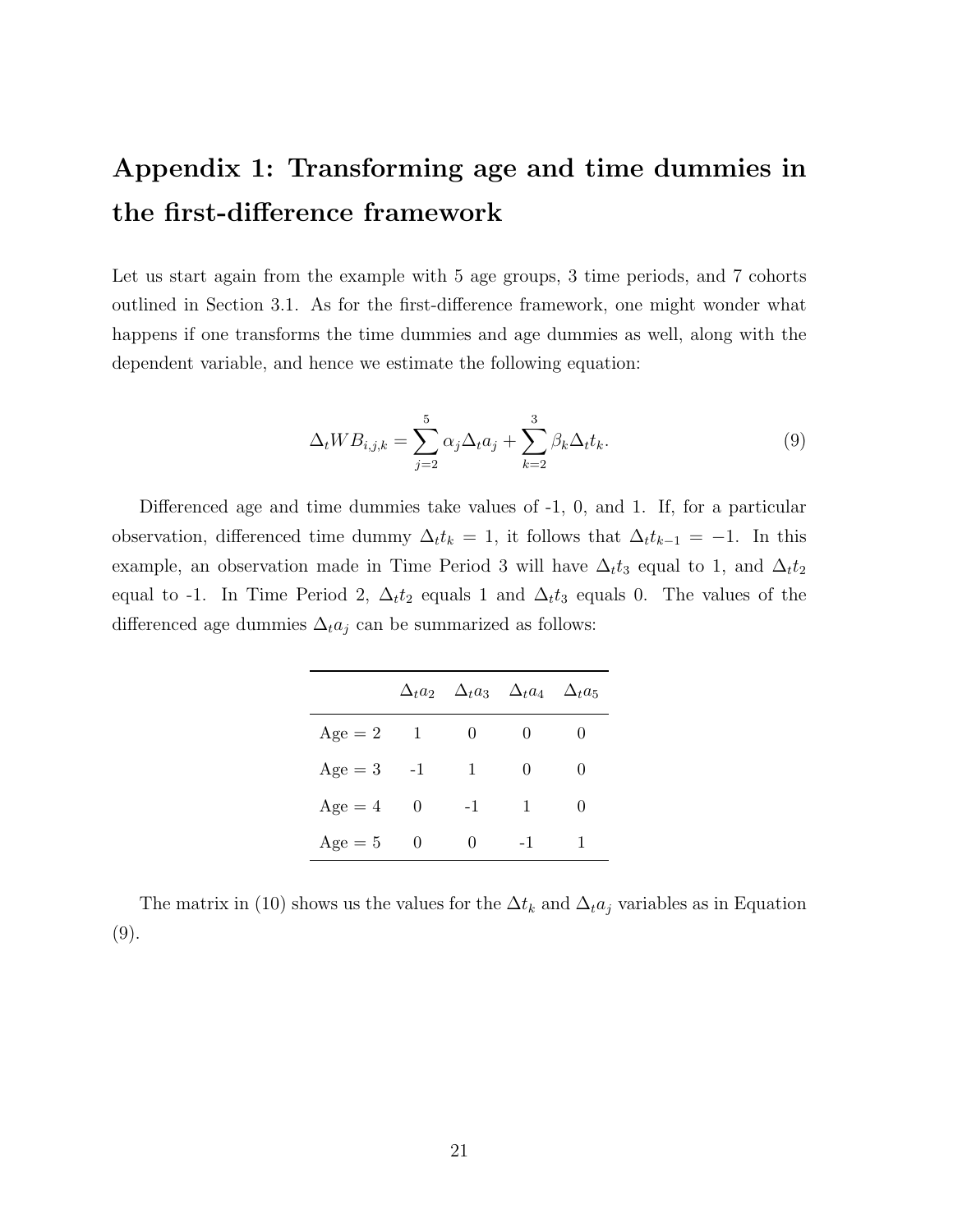# Appendix 1: Transforming age and time dummies in the first-difference framework

Let us start again from the example with 5 age groups, 3 time periods, and 7 cohorts outlined in Section 3.1. As for the first-difference framework, one might wonder what happens if one transforms the time dummies and age dummies as well, along with the dependent variable, and hence we estimate the following equation:

$$\Delta_t WB_{i,j,k} = \sum_{j=2}^{5} \alpha_j \Delta_t a_j + \sum_{k=2}^{3} \beta_k \Delta_t t_k. \tag{9}$$

Differenced age and time dummies take values of -1, 0, and 1. If, for a particular observation, differenced time dummy $\Delta_t t_k = 1$, it follows that $\Delta_t t_{k-1} = -1$. In this example, an observation made in Time Period 3 will have $\Delta_t t_3$ equal to 1, and $\Delta_t t_2$ equal to -1. In Time Period 2, $\Delta_t t_2$ equals 1 and $\Delta_t t_3$ equals 0. The values of the differenced age dummies $\Delta_t a_j$ can be summarized as follows:

| | $\Delta_t a_2$ | $\Delta_t a_3$ | $\Delta_t a_4$ | $\Delta_t a_5$ |
|---|---|---|---|---|
| Age = 2 | 1 | 0 | 0 | 0 |
| Age = 3 | -1 | 1 | 0 | 0 |
| Age = 4 | 0 | -1 | 1 | 0 |
| Age = 5 | 0 | 0 | -1 | 1 |

The matrix in (10) shows us the values for the $\Delta t_k$ and $\Delta_t a_j$ variables as in Equation (9).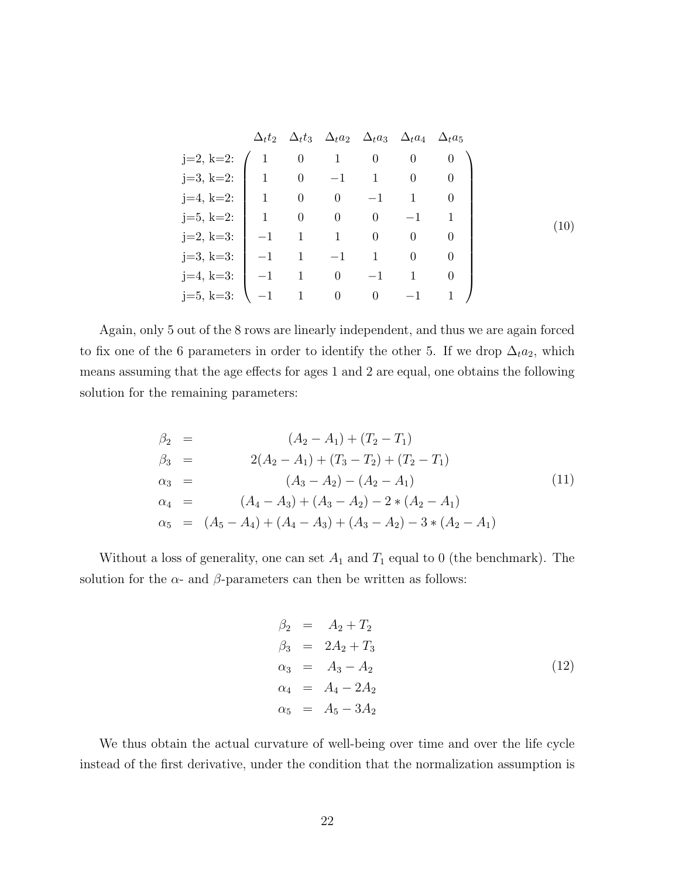$$
\begin{array}{r}
\\
\text{j=2, k=2:} \\
\text{j=3, k=2:} \\
\text{j=4, k=2:} \\
\text{j=5, k=2:} \\
\text{j=2, k=3:} \\
\text{j=3, k=3:} \\
\text{j=4, k=3:} \\
\text{j=5, k=3:}
\end{array}
\begin{array}{c}
\begin{array}{cccccc}
\Delta_t t_2 & \Delta_t t_3 & \Delta_t a_2 & \Delta_t a_3 & \Delta_t a_4 & \Delta_t a_5
\end{array} \\
\left(
\begin{array}{cccccc}
1 & 0 & 1 & 0 & 0 & 0 \\
1 & 0 & -1 & 1 & 0 & 0 \\
1 & 0 & 0 & -1 & 1 & 0 \\
1 & 0 & 0 & 0 & -1 & 1 \\
-1 & 1 & 1 & 0 & 0 & 0 \\
-1 & 1 & -1 & 1 & 0 & 0 \\
-1 & 1 & 0 & -1 & 1 & 0 \\
-1 & 1 & 0 & 0 & -1 & 1
\end{array}
\right)
\end{array}
\tag{10}
$$

Again, only 5 out of the 8 rows are linearly independent, and thus we are again forced to fix one of the 6 parameters in order to identify the other 5. If we drop $\Delta_t a_2$, which means assuming that the age effects for ages 1 and 2 are equal, one obtains the following solution for the remaining parameters:

$$
\begin{aligned}
\beta_2 &= (A_2 - A_1) + (T_2 - T_1) \\
\beta_3 &= 2(A_2 - A_1) + (T_3 - T_2) + (T_2 - T_1) \\
\alpha_3 &= (A_3 - A_2) - (A_2 - A_1) \\
\alpha_4 &= (A_4 - A_3) + (A_3 - A_2) - 2 * (A_2 - A_1) \\
\alpha_5 &= (A_5 - A_4) + (A_4 - A_3) + (A_3 - A_2) - 3 * (A_2 - A_1)
\end{aligned}
\tag{11}
$$

Without a loss of generality, one can set $A_1$ and $T_1$ equal to 0 (the benchmark). The solution for the $\alpha$- and $\beta$-parameters can then be written as follows:

$$
\begin{aligned}
\beta_2 &= A_2 + T_2 \\
\beta_3 &= 2A_2 + T_3 \\
\alpha_3 &= A_3 - A_2 \\
\alpha_4 &= A_4 - 2A_2 \\
\alpha_5 &= A_5 - 3A_2
\end{aligned}
\tag{12}
$$

We thus obtain the actual curvature of well-being over time and over the life cycle instead of the first derivative, under the condition that the normalization assumption is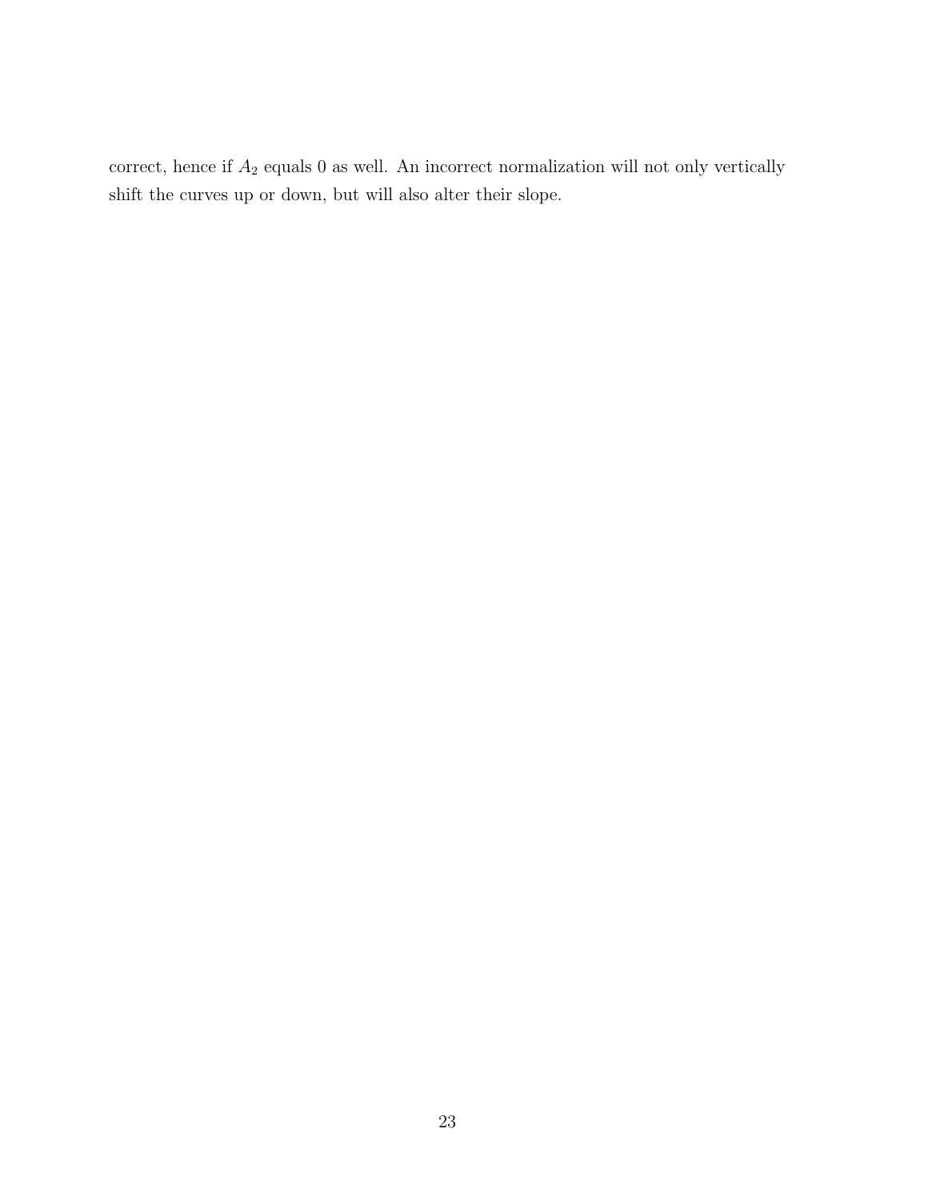correct, hence if $A_2$ equals 0 as well. An incorrect normalization will not only vertically shift the curves up or down, but will also alter their slope.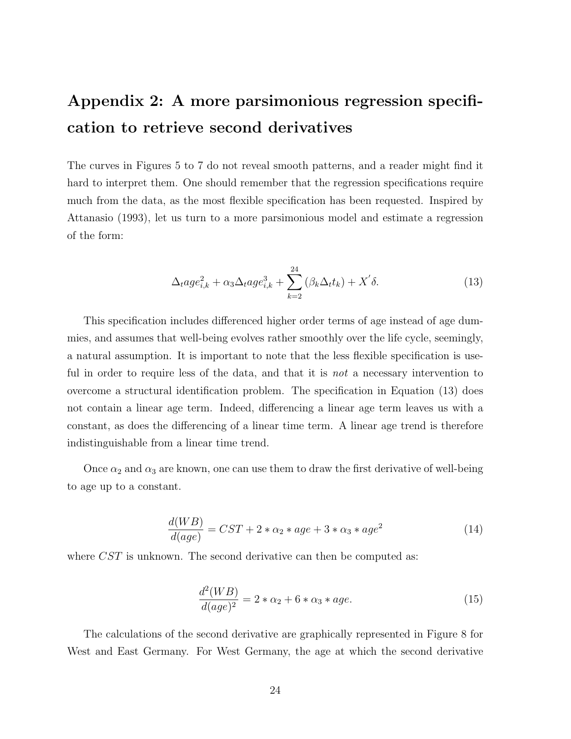# Appendix 2: A more parsimonious regression specification to retrieve second derivatives

The curves in Figures 5 to 7 do not reveal smooth patterns, and a reader might find it hard to interpret them. One should remember that the regression specifications require much from the data, as the most flexible specification has been requested. Inspired by Attanasio (1993), let us turn to a more parsimonious model and estimate a regression of the form:

$$\Delta_t age^2_{i,k} + \alpha_3 \Delta_t age^3_{i,k} + \sum_{k=2}^{24} (\beta_k \Delta_t t_k) + X^{'}\delta. \tag{13}$$

This specification includes differenced higher order terms of age instead of age dummies, and assumes that well-being evolves rather smoothly over the life cycle, seemingly, a natural assumption. It is important to note that the less flexible specification is useful in order to require less of the data, and that it is *not* a necessary intervention to overcome a structural identification problem. The specification in Equation (13) does not contain a linear age term. Indeed, differencing a linear age term leaves us with a constant, as does the differencing of a linear time term. A linear age trend is therefore indistinguishable from a linear time trend.

Once $\alpha_2$ and $\alpha_3$ are known, one can use them to draw the first derivative of well-being to age up to a constant.

$$\frac{d(WB)}{d(age)} = CST + 2 * \alpha_2 * age + 3 * \alpha_3 * age^2 \tag{14}$$

where $CST$ is unknown. The second derivative can then be computed as:

$$\frac{d^2(WB)}{d(age)^2} = 2 * \alpha_2 + 6 * \alpha_3 * age. \tag{15}$$

The calculations of the second derivative are graphically represented in Figure 8 for West and East Germany. For West Germany, the age at which the second derivative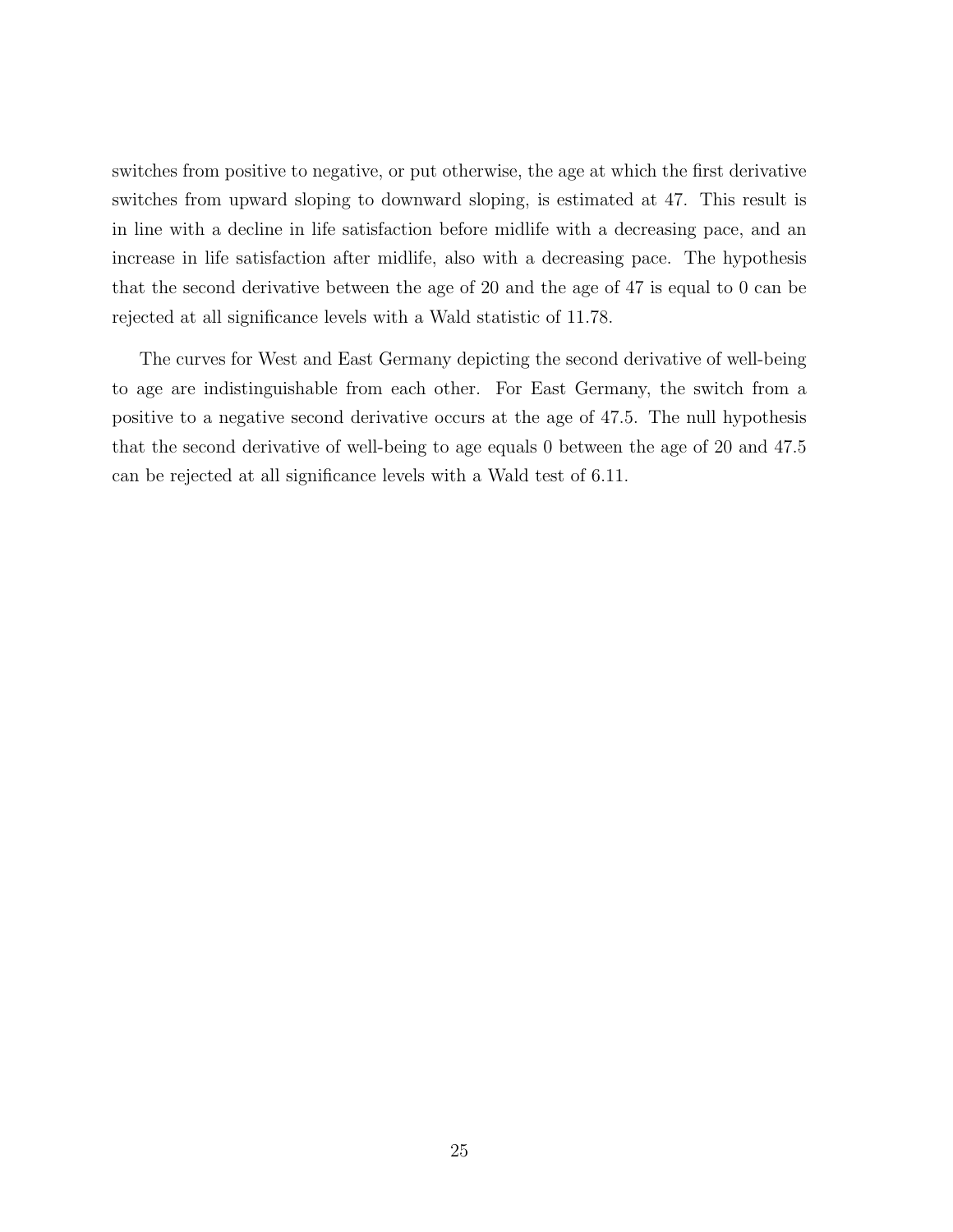switches from positive to negative, or put otherwise, the age at which the first derivative switches from upward sloping to downward sloping, is estimated at 47. This result is in line with a decline in life satisfaction before midlife with a decreasing pace, and an increase in life satisfaction after midlife, also with a decreasing pace. The hypothesis that the second derivative between the age of 20 and the age of 47 is equal to 0 can be rejected at all significance levels with a Wald statistic of 11.78.

The curves for West and East Germany depicting the second derivative of well-being to age are indistinguishable from each other. For East Germany, the switch from a positive to a negative second derivative occurs at the age of 47.5. The null hypothesis that the second derivative of well-being to age equals 0 between the age of 20 and 47.5 can be rejected at all significance levels with a Wald test of 6.11.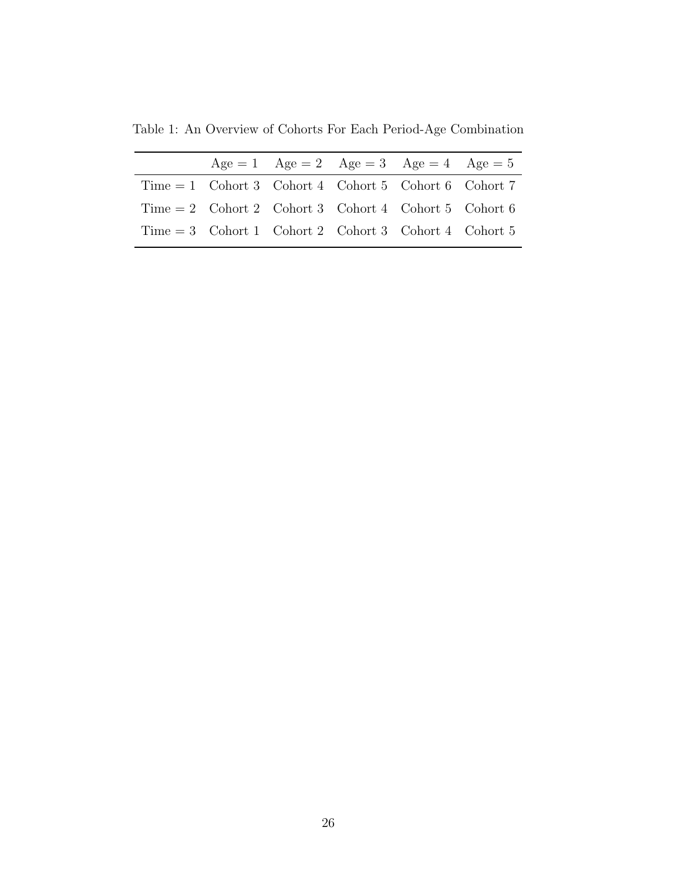Table 1: An Overview of Cohorts For Each Period-Age Combination

| | Age = 1 | Age = 2 | Age = 3 | Age = 4 | Age = 5 |
|---|---|---|---|---|---|
| Time = 1 | Cohort 3 | Cohort 4 | Cohort 5 | Cohort 6 | Cohort 7 |
| Time = 2 | Cohort 2 | Cohort 3 | Cohort 4 | Cohort 5 | Cohort 6 |
| Time = 3 | Cohort 1 | Cohort 2 | Cohort 3 | Cohort 4 | Cohort 5 |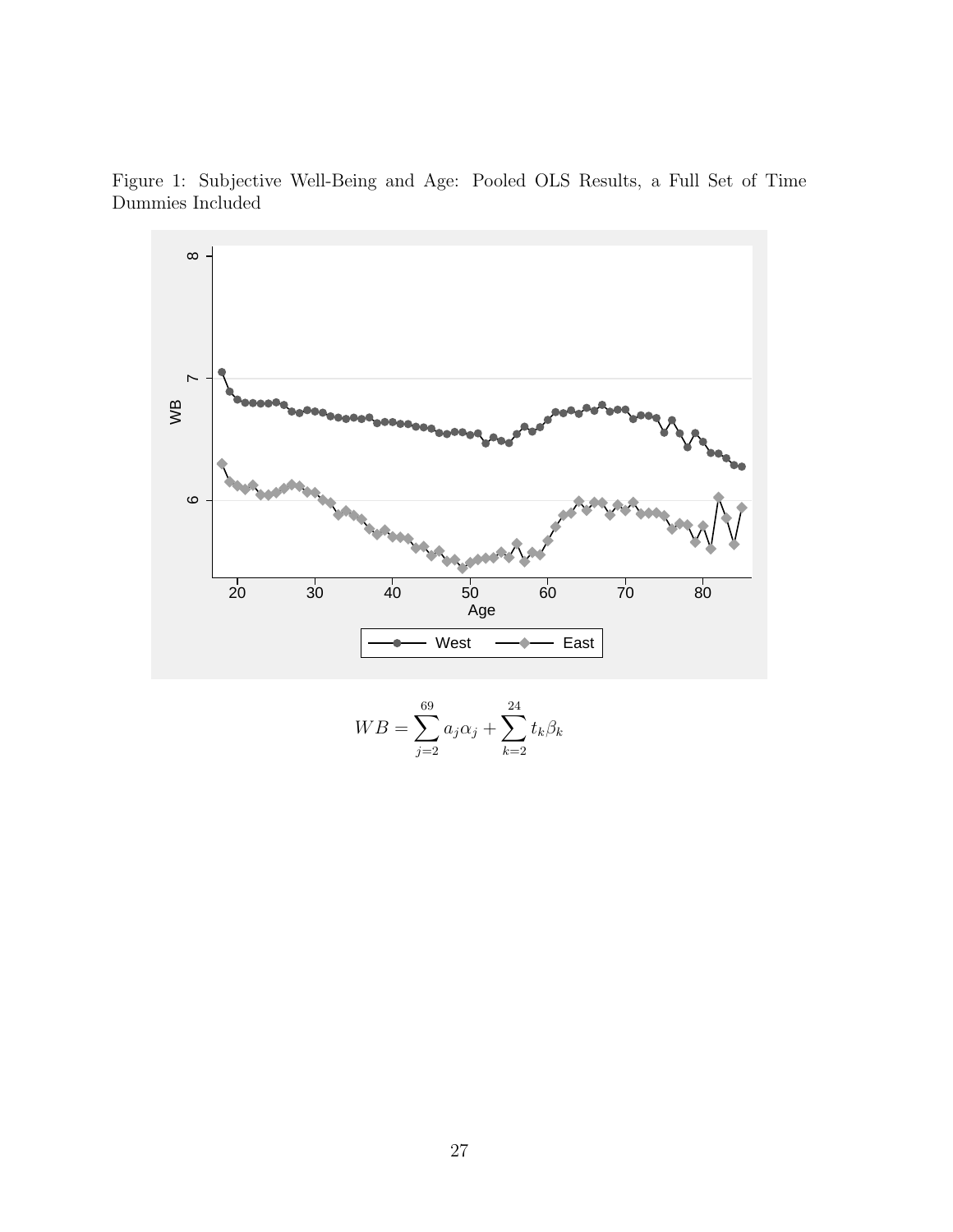Figure 1: Subjective Well-Being and Age: Pooled OLS Results, a Full Set of Time Dummies Included

$$WB = \sum_{j=2}^{69} a_j \alpha_j + \sum_{k=2}^{24} t_k \beta_k$$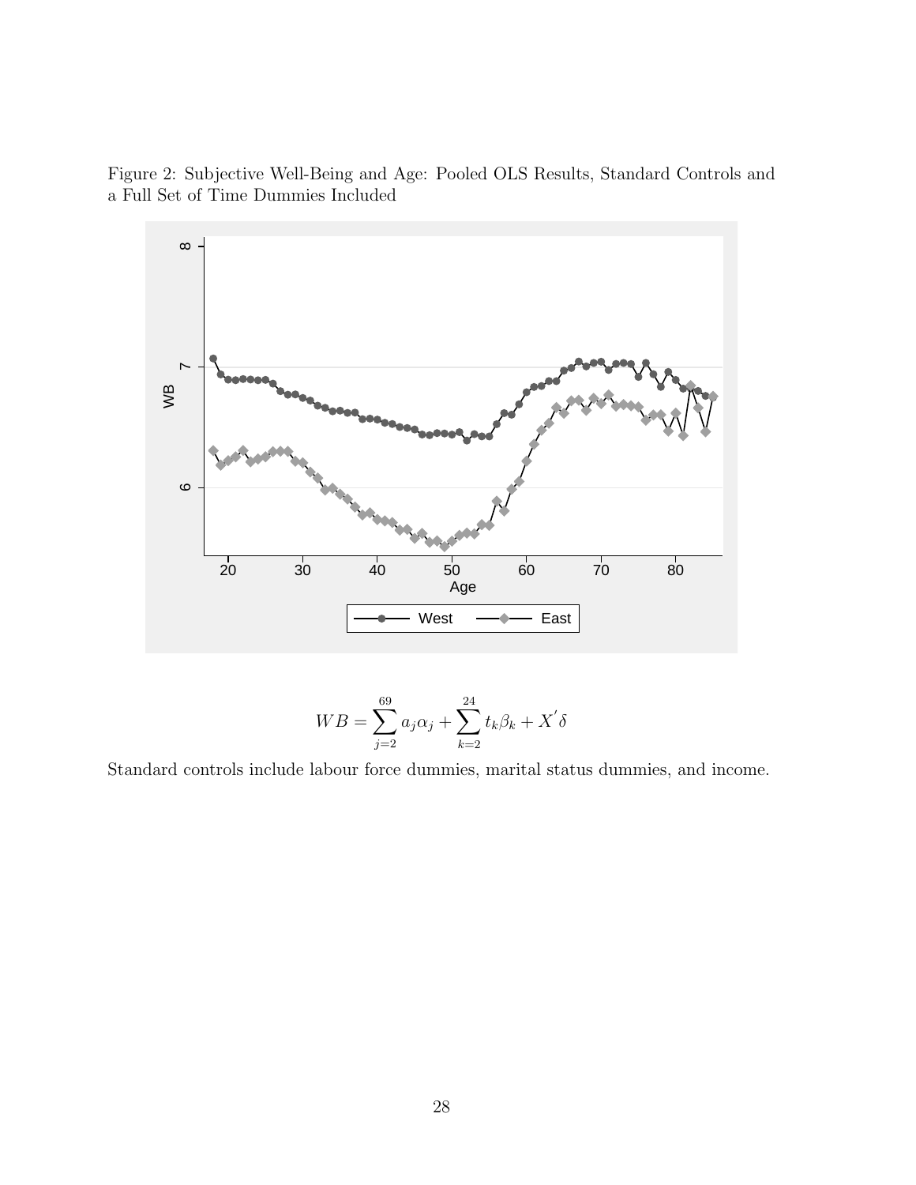Figure 2: Subjective Well-Being and Age: Pooled OLS Results, Standard Controls and a Full Set of Time Dummies Included

$$WB = \sum_{j=2}^{69} a_j \alpha_j + \sum_{k=2}^{24} t_k \beta_k + X^{'} \delta$$

Standard controls include labour force dummies, marital status dummies, and income.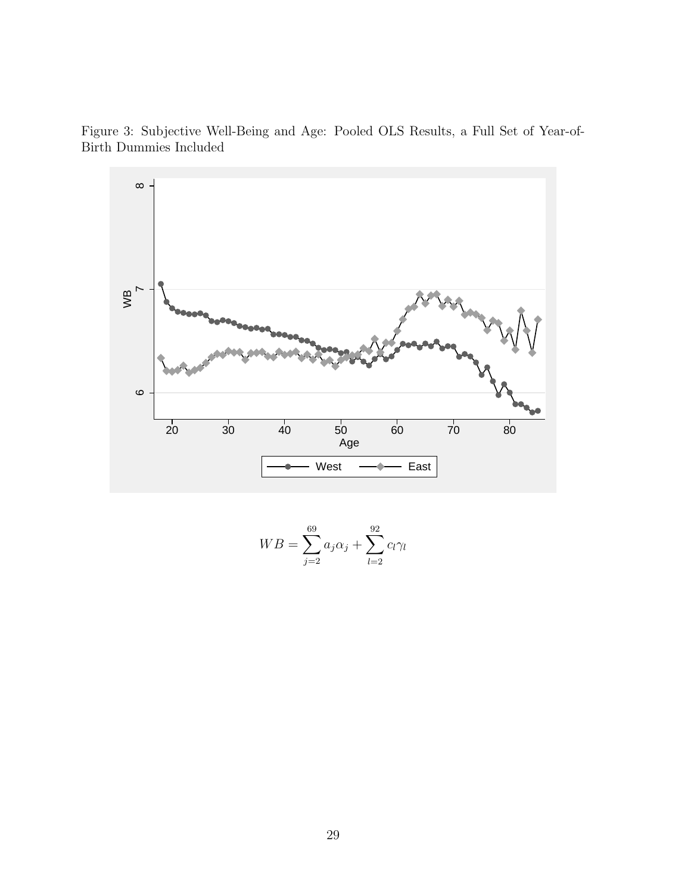Figure 3: Subjective Well-Being and Age: Pooled OLS Results, a Full Set of Year-of-Birth Dummies Included

$$WB = \sum_{j=2}^{69} a_j \alpha_j + \sum_{l=2}^{92} c_l \gamma_l$$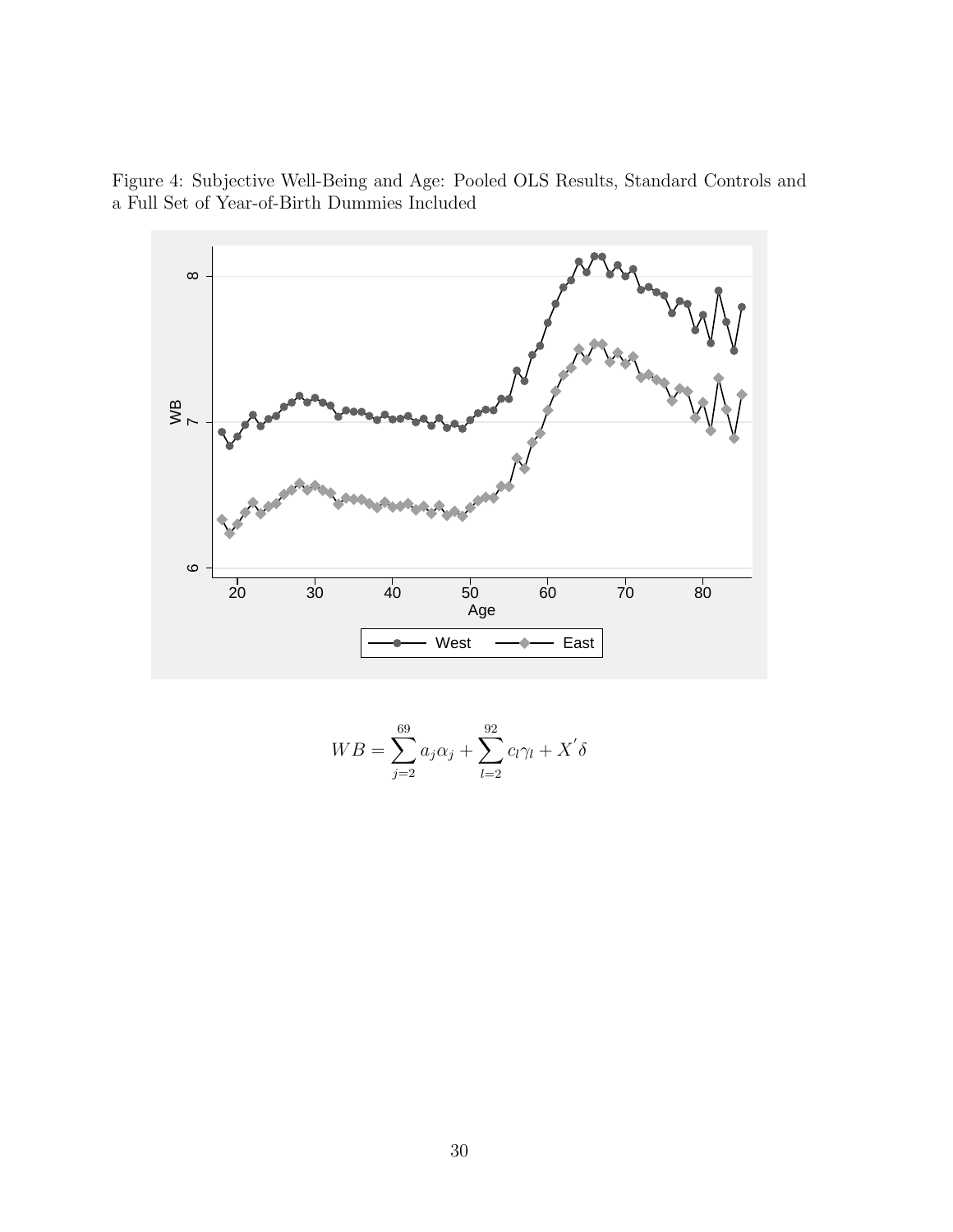Figure 4: Subjective Well-Being and Age: Pooled OLS Results, Standard Controls and a Full Set of Year-of-Birth Dummies Included

$$WB = \sum_{j=2}^{69} a_j \alpha_j + \sum_{l=2}^{92} c_l \gamma_l + X' \delta$$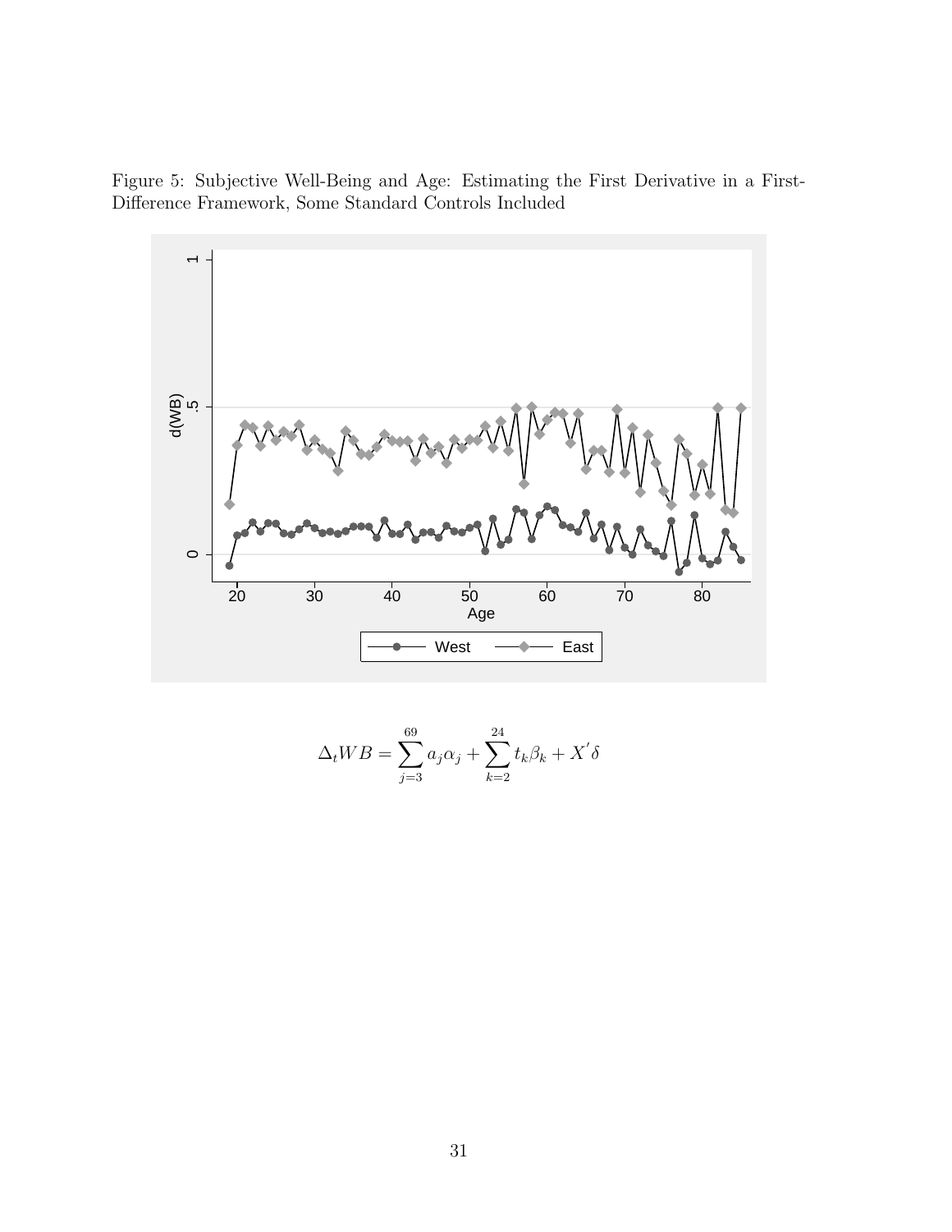Figure 5: Subjective Well-Being and Age: Estimating the First Derivative in a First-Difference Framework, Some Standard Controls Included

$$\Delta_t WB = \sum_{j=3}^{69} a_j \alpha_j + \sum_{k=2}^{24} t_k \beta_k + X' \delta$$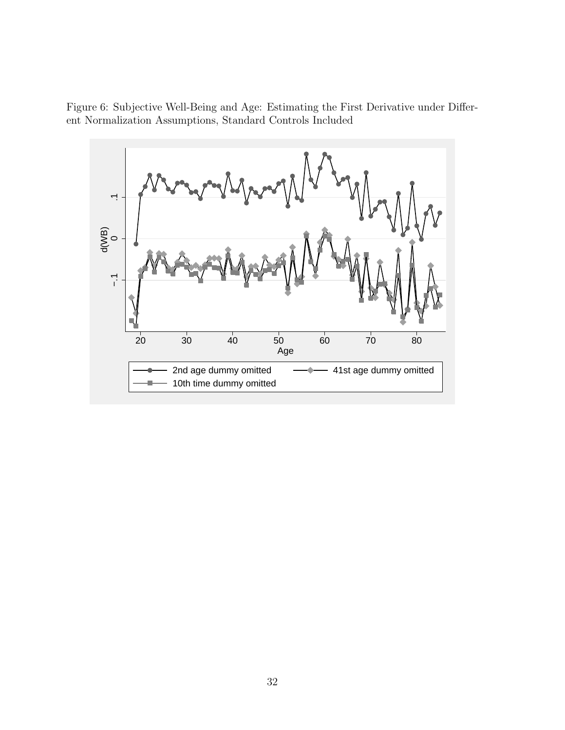Figure 6: Subjective Well-Being and Age: Estimating the First Derivative under Different Normalization Assumptions, Standard Controls Included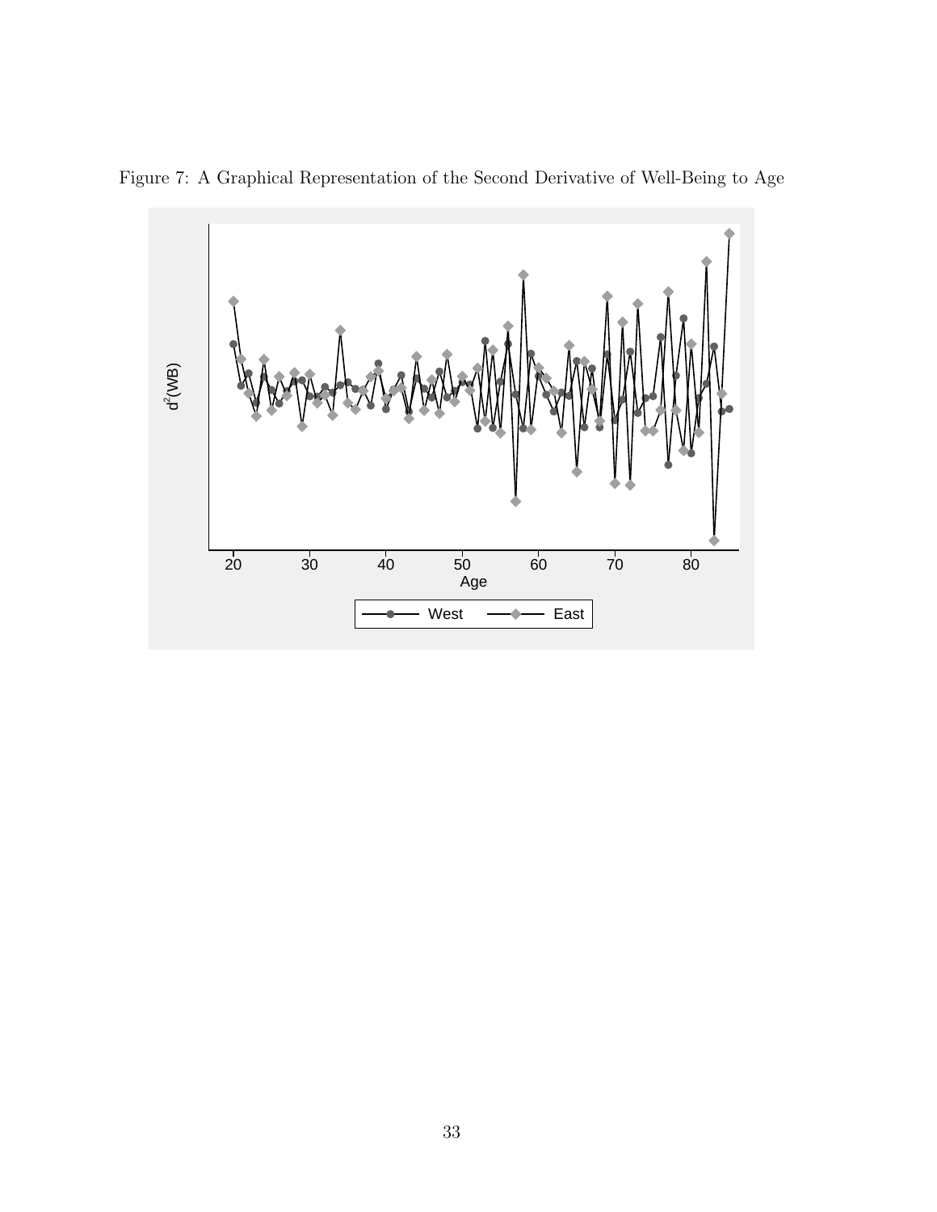Figure 7: A Graphical Representation of the Second Derivative of Well-Being to Age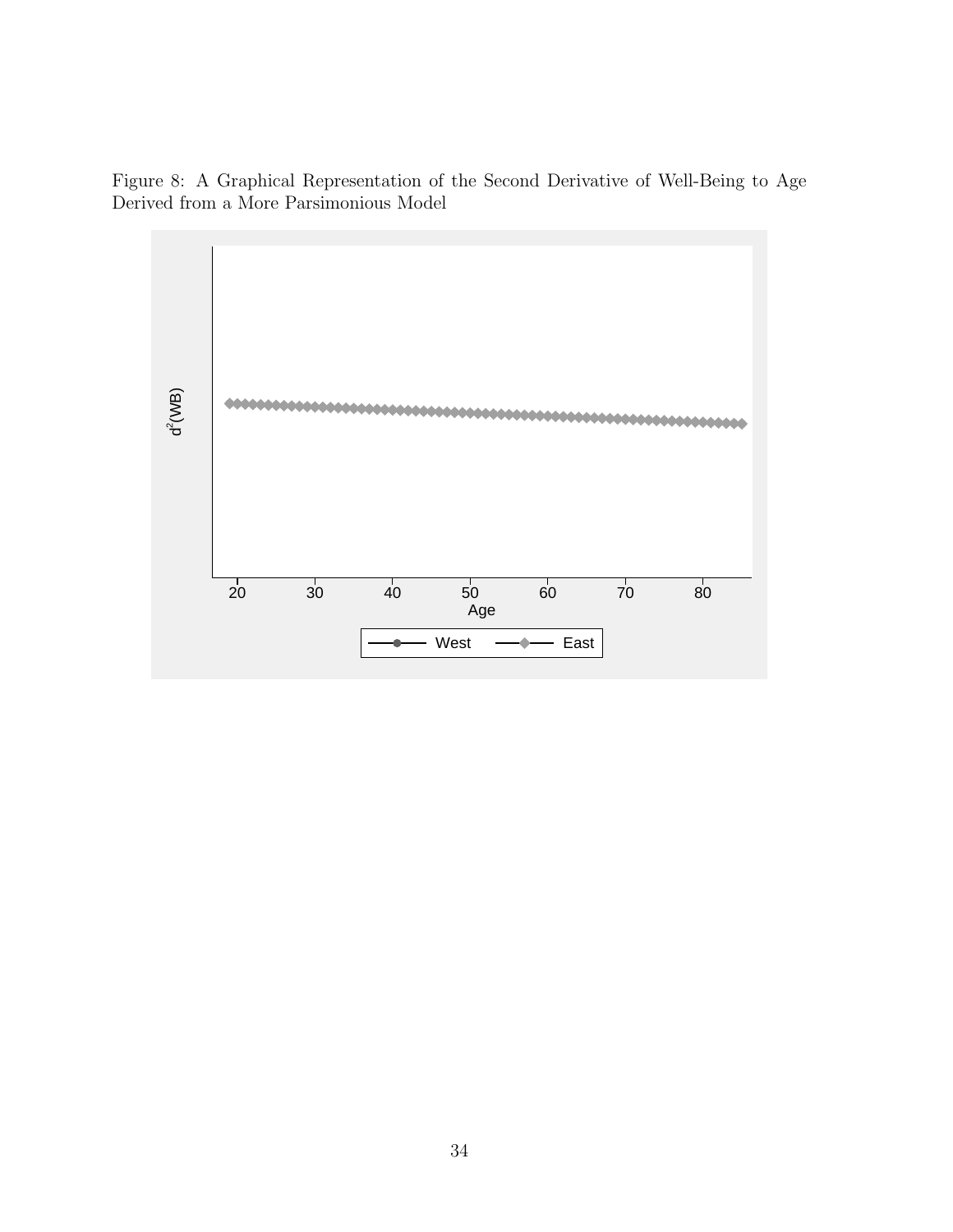Figure 8: A Graphical Representation of the Second Derivative of Well-Being to Age Derived from a More Parsimonious Model

$d^2$(WB)

20
30
40
50
60
70
80

Age

West
East